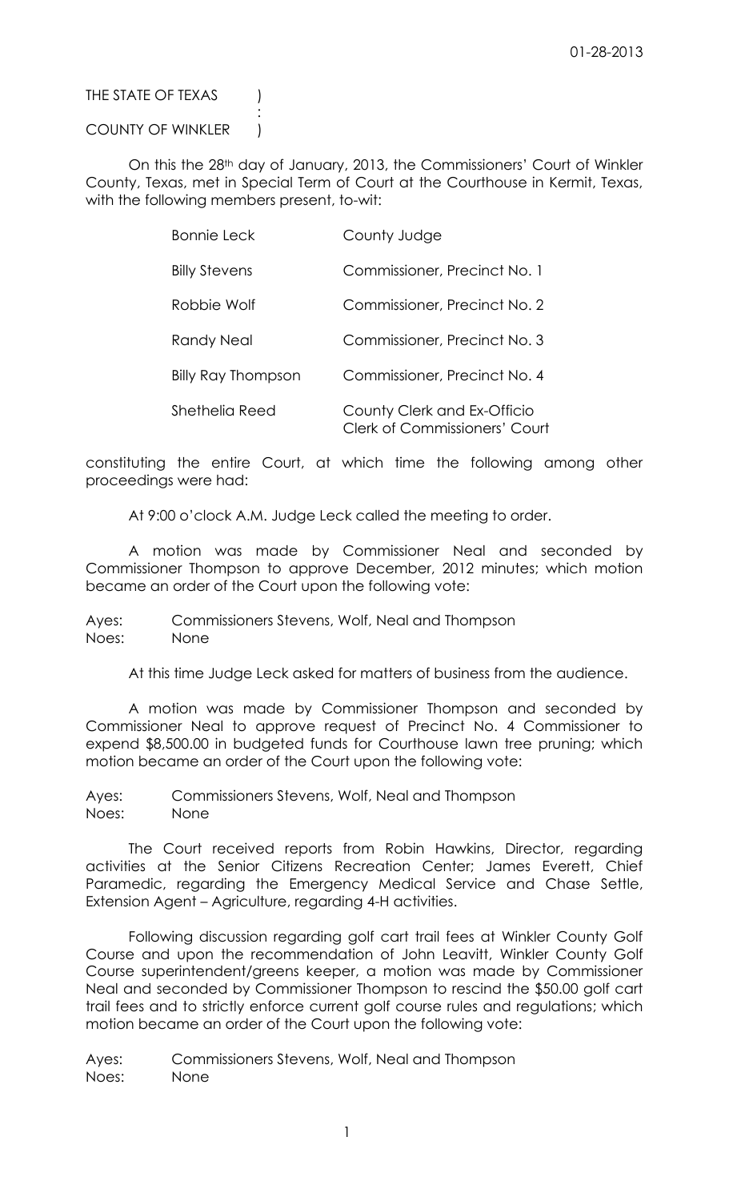01-28-2013

THE STATE OF TEXAS )
:
COUNTY OF WINKLER )

On this the 28th day of January, 2013, the Commissioners' Court of Winkler County, Texas, met in Special Term of Court at the Courthouse in Kermit, Texas, with the following members present, to-wit:

| | |
|---|---|
| Bonnie Leck | County Judge |
| Billy Stevens | Commissioner, Precinct No. 1 |
| Robbie Wolf | Commissioner, Precinct No. 2 |
| Randy Neal | Commissioner, Precinct No. 3 |
| Billy Ray Thompson | Commissioner, Precinct No. 4 |
| Shethelia Reed | County Clerk and Ex-Officio Clerk of Commissioners' Court |

constituting the entire Court, at which time the following among other proceedings were had:

At 9:00 o'clock A.M. Judge Leck called the meeting to order.

A motion was made by Commissioner Neal and seconded by Commissioner Thompson to approve December, 2012 minutes; which motion became an order of the Court upon the following vote:

Ayes: Commissioners Stevens, Wolf, Neal and Thompson
Noes: None

At this time Judge Leck asked for matters of business from the audience.

A motion was made by Commissioner Thompson and seconded by Commissioner Neal to approve request of Precinct No. 4 Commissioner to expend $8,500.00 in budgeted funds for Courthouse lawn tree pruning; which motion became an order of the Court upon the following vote:

Ayes: Commissioners Stevens, Wolf, Neal and Thompson
Noes: None

The Court received reports from Robin Hawkins, Director, regarding activities at the Senior Citizens Recreation Center; James Everett, Chief Paramedic, regarding the Emergency Medical Service and Chase Settle, Extension Agent – Agriculture, regarding 4-H activities.

Following discussion regarding golf cart trail fees at Winkler County Golf Course and upon the recommendation of John Leavitt, Winkler County Golf Course superintendent/greens keeper, a motion was made by Commissioner Neal and seconded by Commissioner Thompson to rescind the $50.00 golf cart trail fees and to strictly enforce current golf course rules and regulations; which motion became an order of the Court upon the following vote:

Ayes: Commissioners Stevens, Wolf, Neal and Thompson
Noes: None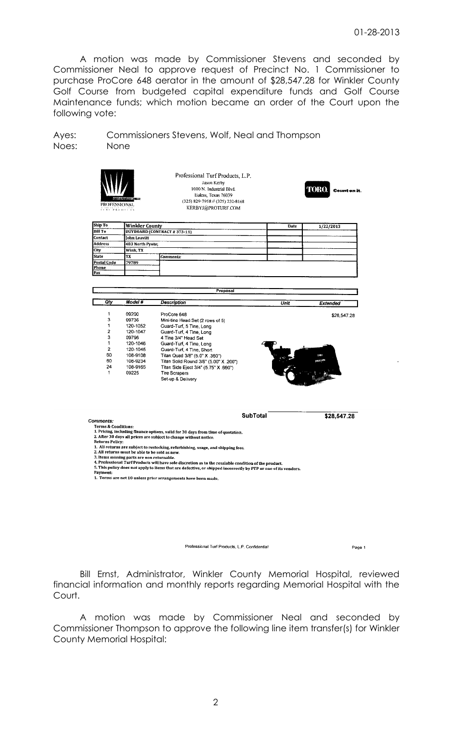01-28-2013

A motion was made by Commissioner Stevens and seconded by Commissioner Neal to approve request of Precinct No. 1 Commissioner to purchase ProCore 648 aerator in the amount of $28,547.28 for Winkler County Golf Course from budgeted capital expenditure funds and Golf Course Maintenance funds; which motion became an order of the Court upon the following vote:

Ayes: Commissioners Stevens, Wolf, Neal and Thompson
Noes: None

Professional Turf Products, L.P.
Jason Kerby
1010 N. Industrial Blvd.
Euless, Texas 76039
(325) 829-7958 // (325) 232-8168
KERBYJ@PROTURF.COM

TORO. Count on it.

| | | | |
|---|---|---|---|
| Ship To | Winkler County | Date | 1/22/2013 |
| Bill To | BUYBOARD (CONTRACT # 373-11) | | |
| Contact | John Leavitt | | |
| Address | 403 North Pyote; | | |
| City | Wink, TX | | |
| State | TX | Comments: | |
| Postal Code | 79789 | | |
| Phone | | | |
| Fax | | | |

**Proposal**

| Qty | Model # | Description | Unit | Extended |
|---|---|---|---|---|
| 1 | 09200 | ProCore 648 | | $28,547.28 |
| 3 | 09736 | Mini-tine Head Set (2 rows of 5) | | |
| 1 | 120-1052 | Guard-Turf, 5 Tine, Long | | |
| 2 | 120-1047 | Guard-Turf, 4 Tine, Long | | |
| 3 | 09796 | 4 Tine 3/4" Head Set | | |
| 1 | 120-1046 | Guard-Turf, 4 Tine, Long | | |
| 2 | 120-1045 | Guard-Turf, 4 Tine, Short | | |
| 60 | 108-9108 | Titan Quad 3/8" (5.0" X .360") | | |
| 60 | 108-9234 | Titan Solid Round 3/8" (5.00" X .200") | | |
| 24 | 108-9165 | Titan Side Eject 3/4" (5.75" X .660") | | |
| 1 | 09225 | Tire Scrapers | | |
| | | Set-up & Delivery | | |
| | | | SubTotal | $28,547.28 |

Comments:
Terms & Conditions:
1. Pricing, including finance options, valid for 30 days from time of quotation.
2. After 30 days all prices are subject to change without notice.
Returns Policy:
1. All returns are subject to restocking, refurbishing, usage, and shipping fees.
2. All returns must be able to be sold as new.
3. Items missing parts are non returnable.
4. Professional Turf Products will have sole discretion as to the resalable condition of the product.
5. This policy does not apply to items that are defective, or shipped incorrectly by PTP or one of its vendors.
Payment:
1. Terms are net 10 unless prior arrangements have been made.

Professional Turf Products, L.P. Confidential

Bill Ernst, Administrator, Winkler County Memorial Hospital, reviewed financial information and monthly reports regarding Memorial Hospital with the Court.

A motion was made by Commissioner Neal and seconded by Commissioner Thompson to approve the following line item transfer(s) for Winkler County Memorial Hospital: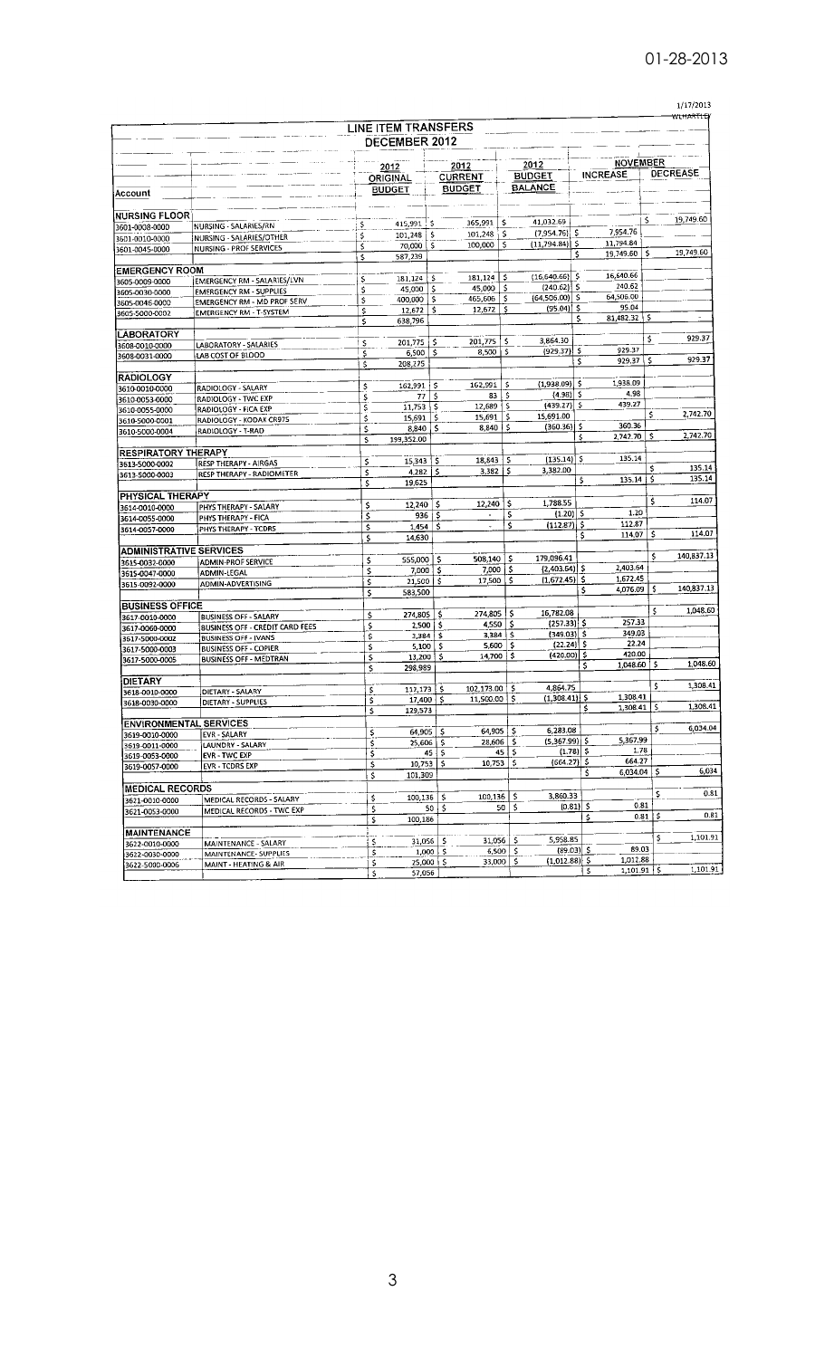01-28-2013

1/17/2013
WLHARTLEY

## LINE ITEM TRANSFERS
## DECEMBER 2012

| Account | | 2012 ORIGINAL BUDGET | 2012 CURRENT BUDGET | 2012 BUDGET BALANCE | NOVEMBER INCREASE | NOVEMBER DECREASE |
|---|---|---|---|---|---|---|
| **NURSING FLOOR** | | | | | | |
| 3601-0008-0000 | NURSING - SALARIES/RN | $ 415,991 | $ 365,991 | $ 41,032.69 | | $ 19,749.60 |
| 3601-0010-0000 | NURSING - SALARIES/OTHER | $ 101,248 | $ 101,248 | $ (7,954.76) | $ 7,954.76 | |
| 3601-0045-0000 | NURSING - PROF SERVICES | $ 70,000 | $ 100,000 | $ (11,794.84) | $ 11,794.84 | |
| | | $ 587,239 | | | $ 19,749.60 | $ 19,749.60 |
| **EMERGENCY ROOM** | | | | | | |
| 3605-0009-0000 | EMERGENCY RM - SALARIES/LVN | $ 181,124 | $ 181,124 | $ (16,640.66) | $ 16,640.66 | |
| 3605-0030-0000 | EMERGENCY RM - SUPPLIES | $ 45,000 | $ 45,000 | $ (240.62) | $ 240.62 | |
| 3605-0046-0000 | EMERGENCY RM - MD PROF SERV | $ 400,000 | $ 465,606 | $ (64,506.00) | $ 64,506.00 | |
| 3605-5000-0002 | EMERGENCY RM - T-SYSTEM | $ 12,672 | $ 12,672 | $ (95.04) | $ 95.04 | |
| | | $ 638,796 | | | $ 81,482.32 | $ - |
| **LABORATORY** | | | | | | |
| 3608-0010-0000 | LABORATORY - SALARIES | $ 201,775 | $ 201,775 | $ 3,864.30 | | $ 929.37 |
| 3608-0031-0000 | LAB COST OF BLOOD | $ 6,500 | $ 8,500 | $ (929.37) | $ 929.37 | |
| | | $ 208,275 | | | $ 929.37 | $ 929.37 |
| **RADIOLOGY** | | | | | | |
| 3610-0010-0000 | RADIOLOGY - SALARY | $ 162,991 | $ 162,991 | $ (1,938.09) | $ 1,938.09 | |
| 3610-0053-0000 | RADIOLOGY - TWC EXP | $ 77 | $ 83 | $ (4.98) | $ 4.98 | |
| 3610-0055-0000 | RADIOLOGY - FICA EXP | $ 11,753 | $ 12,689 | $ (439.27) | $ 439.27 | |
| 3610-5000-0001 | RADIOLOGY - KODAK CR975 | $ 15,691 | $ 15,691 | $ 15,691.00 | | $ 2,742.70 |
| 3610-5000-0004 | RADIOLOGY - T-RAD | $ 8,840 | $ 8,840 | $ (360.36) | $ 360.36 | |
| | | $ 199,352.00 | | | $ 2,742.70 | $ 2,742.70 |
| **RESPIRATORY THERAPY** | | | | | | |
| 3613-5000-0002 | RESP THERAPY - AIRGAS | $ 15,343 | $ 18,843 | $ (135.14) | $ 135.14 | |
| 3613-5000-0003 | RESP THERAPY - RADIOMETER | $ 4,282 | $ 3,382 | $ 3,382.00 | | $ 135.14 |
| | | $ 19,625 | | | $ 135.14 | $ 135.14 |
| **PHYSICAL THERAPY** | | | | | | |
| 3614-0010-0000 | PHYS THERAPY - SALARY | $ 12,240 | $ 12,240 | $ 1,788.55 | | $ 114.07 |
| 3614-0055-0000 | PHYS THERAPY - FICA | $ 936 | $ - | $ (1.20) | $ 1.20 | |
| 3614-0057-0000 | PHYS THERAPY - TCDRS | $ 1,454 | $ - | $ (112.87) | $ 112.87 | |
| | | $ 14,630 | | | $ 114.07 | $ 114.07 |
| **ADMINISTRATIVE SERVICES** | | | | | | |
| 3615-0032-0000 | ADMIN-PROF SERVICE | $ 555,000 | $ 508,140 | $ 179,096.41 | | $ 140,837.13 |
| 3615-0047-0000 | ADMIN-LEGAL | $ 7,000 | $ 7,000 | $ (2,403.64) | $ 2,403.64 | |
| 3615-0092-0000 | ADMIN-ADVERTISING | $ 21,500 | $ 17,500 | $ (1,672.45) | $ 1,672.45 | |
| | | $ 583,500 | | | $ 4,076.09 | $ 140,837.13 |
| **BUSINESS OFFICE** | | | | | | |
| 3617-0010-0000 | BUSINESS OFF - SALARY | $ 274,805 | $ 274,805 | $ 16,782.08 | | $ 1,048.60 |
| 3617-0060-0000 | BUSINESS OFF - CREDIT CARD FEES | $ 2,500 | $ 4,550 | $ (257.33) | $ 257.33 | |
| 3617-5000-0002 | BUSINESS OFF - IVANS | $ 3,384 | $ 3,384 | $ (349.03) | $ 349.03 | |
| 3617-5000-0003 | BUSINESS OFF - COPIER | $ 5,100 | $ 5,600 | $ (22.24) | $ 22.24 | |
| 3617-5000-0005 | BUSINESS OFF - MEDTRAN | $ 13,200 | $ 14,700 | $ (420.00) | $ 420.00 | |
| | | $ 298,989 | | | $ 1,048.60 | $ 1,048.60 |
| **DIETARY** | | | | | | |
| 3618-0010-0000 | DIETARY - SALARY | $ 112,173 | $ 102,173.00 | $ 4,864.75 | | $ 1,308.41 |
| 3618-0030-0000 | DIETARY - SUPPLIES | $ 17,400 | $ 11,500.00 | $ (1,308.41) | $ 1,308.41 | |
| | | $ 129,573 | | | $ 1,308.41 | $ 1,308.41 |
| **ENVIRONMENTAL SERVICES** | | | | | | |
| 3619-0010-0000 | EVR - SALARY | $ 64,905 | $ 64,905 | $ 6,283.08 | | $ 6,034.04 |
| 3619-0011-0000 | LAUNDRY - SALARY | $ 25,606 | $ 28,606 | $ (5,367.99) | $ 5,367.99 | |
| 3619-0053-0000 | EVR - TWC EXP | $ 45 | $ 45 | $ (1.78) | $ 1.78 | |
| 3619-0057-0000 | EVR - TCDRS EXP | $ 10,753 | $ 10,753 | $ (664.27) | $ 664.27 | |
| | | $ 101,309 | | | $ 6,034.04 | $ 6,034 |
| **MEDICAL RECORDS** | | | | | | |
| 3621-0010-0000 | MEDICAL RECORDS - SALARY | $ 100,136 | $ 100,136 | $ 3,860.33 | | $ 0.81 |
| 3621-0053-0000 | MEDICAL RECORDS - TWC EXP | $ 50 | $ 50 | $ (0.81) | $ 0.81 | |
| | | $ 100,186 | | | $ 0.81 | $ 0.81 |
| **MAINTENANCE** | | | | | | |
| 3622-0010-0000 | MAINTENANCE - SALARY | $ 31,056 | $ 31,056 | $ 5,958.85 | | $ 1,101.91 |
| 3622-0030-0000 | MAINTENANCE - SUPPLIES | $ 1,000 | $ 6,500 | $ (89.03) | $ 89.03 | |
| 3622-5000-0006 | MAINT - HEATING & AIR | $ 25,000 | $ 33,000 | $ (1,012.88) | $ 1,012.88 | |
| | | $ 57,056 | | | $ 1,101.91 | $ 1,101.91 |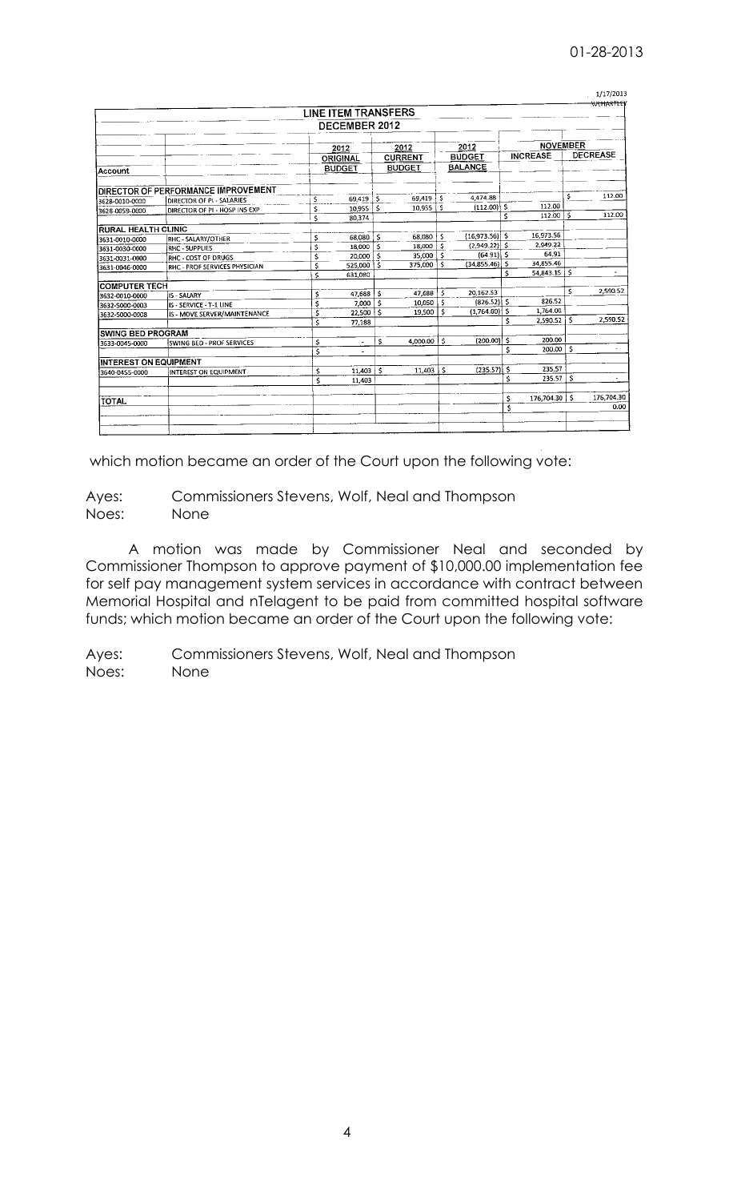1/17/2013
WLHARTLEY

| | | LINE ITEM TRANSFERS | | | | |
|---|---|---|---|---|---|---|
| | | DECEMBER 2012 | | | | |
| | | 2012 | 2012 | 2012 | NOVEMBER | |
| Account | | ORIGINAL BUDGET | CURRENT BUDGET | BUDGET BALANCE | INCREASE | DECREASE |
| DIRECTOR OF PERFORMANCE IMPROVEMENT | | | | | | |
| 3628-0010-0000 | DIRECTOR OF PI - SALARIES | $ 69,419 | $ 69,419 | $ 4,474.88 | | $ 112.00 |
| 3628-0059-0000 | DIRECTOR OF PI - HOSP INS EXP | $ 10,955 | $ 10,955 | $ (112.00) | $ 112.00 | |
| | | $ 80,374 | | | $ 112.00 | $ 112.00 |
| RURAL HEALTH CLINIC | | | | | | |
| 3631-0010-0000 | RHC - SALARY/OTHER | $ 68,080 | $ 68,080 | $ (16,973.56) | $ 16,973.56 | |
| 3631-0030-0000 | RHC - SUPPLIES | $ 18,000 | $ 18,000 | $ (2,949.22) | $ 2,949.22 | |
| 3631-0031-0000 | RHC - COST OF DRUGS | $ 20,000 | $ 35,000 | $ (64.91) | $ 64.91 | |
| 3631-0046-0000 | RHC - PROF SERVICES PHYSICIAN | $ 525,000 | $ 375,000 | $ (34,855.46) | $ 34,855.46 | |
| | | $ 631,080 | | | $ 54,843.15 | $ - |
| COMPUTER TECH | | | | | | |
| 3632-0010-0000 | IS - SALARY | $ 47,688 | $ 47,688 | $ 20,162.53 | | $ 2,590.52 |
| 3632-5000-0003 | IS - SERVICE - T-1 LINE | $ 7,000 | $ 10,050 | $ (826.52) | $ 826.52 | |
| 3632-5000-0008 | IS - MOVE SERVER/MAINTENANCE | $ 22,500 | $ 19,500 | $ (1,764.00) | $ 1,764.00 | |
| | | $ 77,188 | | | $ 2,590.52 | $ 2,590.52 |
| SWING BED PROGRAM | | | | | | |
| 3633-0045-0000 | SWING BED - PROF SERVICES | $ - | $ 4,000.00 | $ (200.00) | $ 200.00 | |
| | | $ - | | | $ 200.00 | $ - |
| INTEREST ON EQUIPMENT | | | | | | |
| 3640-0455-0000 | INTEREST ON EQUIPMENT | $ 11,403 | $ 11,403 | $ (235.57) | $ 235.57 | |
| | | $ 11,403 | | | $ 235.57 | $ - |
| TOTAL | | | | | $ 176,704.30 | $ 176,704.30 |
| | | | | | $ | 0.00 |

which motion became an order of the Court upon the following vote:

Ayes: Commissioners Stevens, Wolf, Neal and Thompson
Noes: None

A motion was made by Commissioner Neal and seconded by Commissioner Thompson to approve payment of $10,000.00 implementation fee for self pay management system services in accordance with contract between Memorial Hospital and nTelagent to be paid from committed hospital software funds; which motion became an order of the Court upon the following vote:

Ayes: Commissioners Stevens, Wolf, Neal and Thompson
Noes: None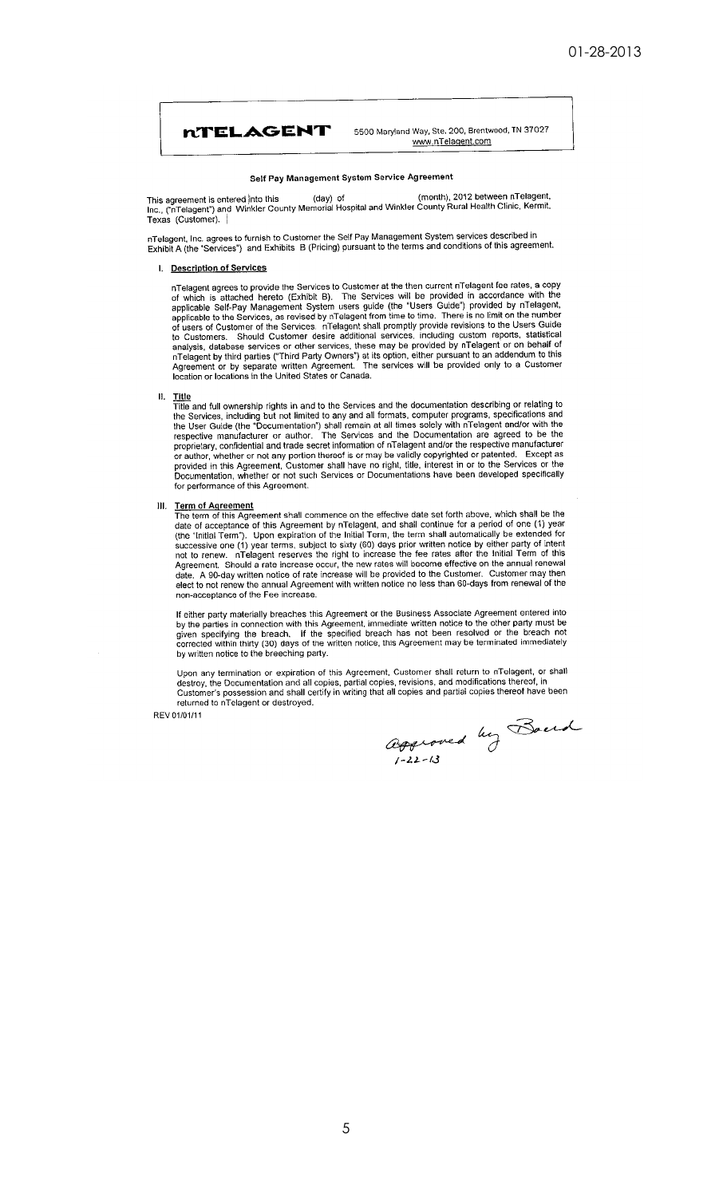01-28-2013

**nTELAGENT** 5500 Maryland Way, Ste. 200, Brentwood, TN 37027
www.nTelagent.com

### Self Pay Management System Service Agreement

This agreement is entered into this (day) of (month), 2012 between nTelagent, Inc., ("nTelagent") and Winkler County Memorial Hospital and Winkler County Rural Health Clinic, Kermit, Texas (Customer).

nTelagent, Inc. agrees to furnish to Customer the Self Pay Management System services described in Exhibit A (the "Services") and Exhibits B (Pricing) pursuant to the terms and conditions of this agreement.

I. **Description of Services**

nTelagent agrees to provide the Services to Customer at the then current nTelagent fee rates, a copy of which is attached hereto (Exhibit B). The Services will be provided in accordance with the applicable Self-Pay Management System users guide (the "Users Guide") provided by nTelagent, applicable to the Services, as revised by nTelagent from time to time. There is no limit on the number of users of Customer of the Services. nTelagent shall promptly provide revisions to the Users Guide to Customers. Should Customer desire additional services, including custom reports, statistical analysis, database services or other services, these may be provided by nTelagent or on behalf of nTelagent by third parties ("Third Party Owners") at its option, either pursuant to an addendum to this Agreement or by separate written Agreement. The services will be provided only to a Customer location or locations in the United States or Canada.

II. **Title**

Title and full ownership rights in and to the Services and the documentation describing or relating to the Services, including but not limited to any and all formats, computer programs, specifications and the User Guide (the "Documentation") shall remain at all times solely with nTelagent and/or with the respective manufacturer or author. The Services and the Documentation are agreed to be the proprietary, confidential and trade secret information of nTelagent and/or the respective manufacturer or author, whether or not any portion thereof is or may be validly copyrighted or patented. Except as provided in this Agreement, Customer shall have no right, title, interest in or to the Services or the Documentation, whether or not such Services or Documentations have been developed specifically for performance of this Agreement.

III. **Term of Agreement**

The term of this Agreement shall commence on the effective date set forth above, which shall be the date of acceptance of this Agreement by nTelagent, and shall continue for a period of one (1) year (the "Initial Term"). Upon expiration of the Initial Term, the term shall automatically be extended for successive one (1) year terms, subject to sixty (60) days prior written notice by either party of intent not to renew. nTelagent reserves the right to increase the fee rates after the Initial Term of this Agreement. Should a rate increase occur, the new rates will become effective on the annual renewal date. A 90-day written notice of rate increase will be provided to the Customer. Customer may then elect to not renew the annual Agreement with written notice no less than 60-days from renewal of the non-acceptance of the Fee increase.

If either party materially breaches this Agreement or the Business Associate Agreement entered into by the parties in connection with this Agreement, immediate written notice to the other party must be given specifying the breach. If the specified breach has not been resolved or the breach not corrected within thirty (30) days of the written notice, this Agreement may be terminated immediately by written notice to the breeching party.

Upon any termination or expiration of this Agreement, Customer shall return to nTelagent, or shall destroy, the Documentation and all copies, partial copies, revisions, and modifications thereof, in Customer's possession and shall certify in writing that all copies and partial copies thereof have been returned to nTelagent or destroyed.

REV 01/01/11

approved by Board
1-22-13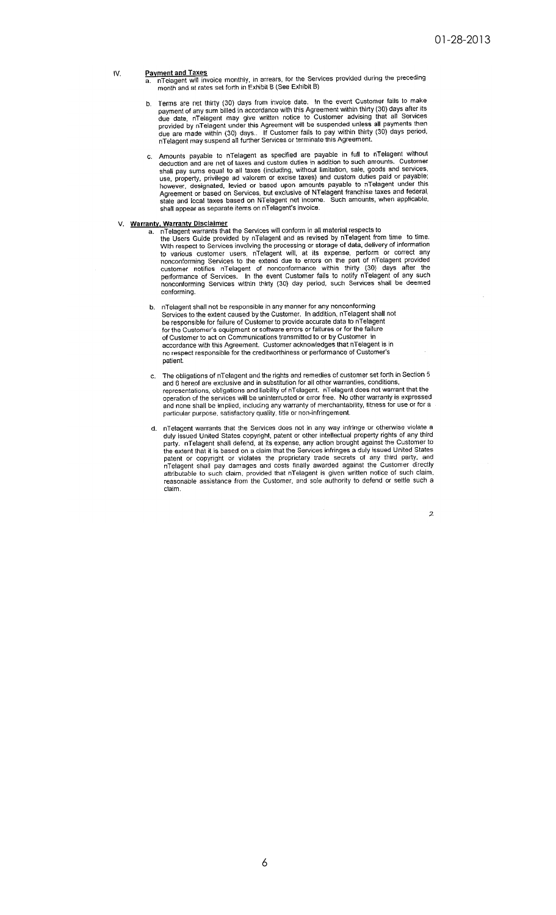## IV. Payment and Taxes

a. nTelagent will invoice monthly, in arrears, for the Services provided during the preceding month and at rates set forth in Exhibit B (See Exhibit B)

b. Terms are net thirty (30) days from invoice date. In the event Customer fails to make payment of any sum billed in accordance with this Agreement within thirty (30) days after its due date, nTelagent may give written notice to Customer advising that all Services provided by nTelagent under this Agreement will be suspended unless all payments then due are made within (30) days.. If Customer fails to pay within thirty (30) days period, nTelagent may suspend all further Services or terminate this Agreement.

c. Amounts payable to nTelagent as specified are payable in full to nTelagent without deduction and are net of taxes and custom duties in addition to such amounts. Customer shall pay sums equal to all taxes (including, without limitation, sale, goods and services, use, property, privilege ad valorem or excise taxes) and custom duties paid or payable; however, designated, levied or based upon amounts payable to nTelagent under this Agreement or based on Services, but exclusive of NTelagent franchise taxes and federal, state and local taxes based on NTelagent net income. Such amounts, when applicable, shall appear as separate items on nTelagent's invoice.

## V. Warranty, Warranty Disclaimer

a. nTelagent warrants that the Services will conform in all material respects to the Users Guide provided by nTelagent and as revised by nTelagent from time to time. With respect to Services involving the processing or storage of data, delivery of information to various customer users, nTelagent will, at its expense, perform or correct any nonconforming Services to the extend due to errors on the part of nTelagent provided customer notifies nTelagent of nonconformance within thirty (30) days after the performance of Services. In the event Customer fails to notify nTelagent of any such nonconforming Services within thirty (30) day period, such Services shall be deemed conforming.

b. nTelagent shall not be responsible in any manner for any nonconforming Services to the extent caused by the Customer. In addition, nTelagent shall not be responsible for failure of Customer to provide accurate data to nTelagent for the Customer's equipment or software errors or failures or for the failure of Customer to act on Communications transmitted to or by Customer in accordance with this Agreement. Customer acknowledges that nTelagent is in no respect responsible for the creditworthiness or performance of Customer's patient.

c. The obligations of nTelagent and the rights and remedies of customer set forth in Section 5 and 6 hereof are exclusive and in substitution for all other warranties, conditions, representations, obligations and liability of nTelagent. nTelagent does not warrant that the operation of the services will be uninterrupted or error free. No other warranty is expressed and none shall be implied, including any warranty of merchantability, fitness for use or for a particular purpose, satisfactory quality, title or non-infringement.

d. nTelagent warrants that the Services does not in any way infringe or otherwise violate a duly issued United States copyright, patent or other intellectual property rights of any third party. nTelagent shall defend, at its expense, any action brought against the Customer to the extent that it is based on a claim that the Services infringes a duly issued United States patent or copyright or violates the proprietary trade secrets of any third party, and nTelagent shall pay damages and costs finally awarded against the Customer directly attributable to such claim, provided that nTelagent is given written notice of such claim, reasonable assistance from the Customer, and sole authority to defend or settle such a claim.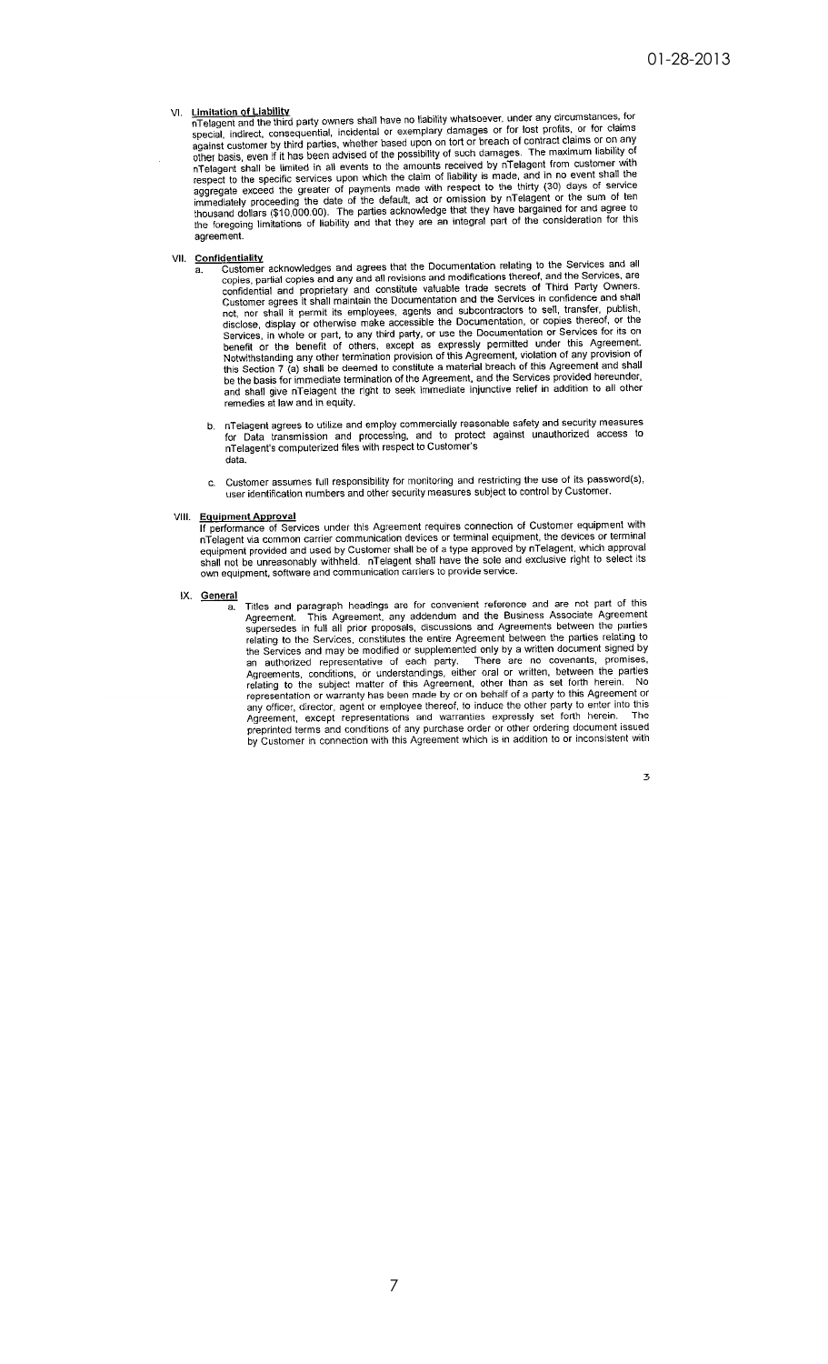## VI. Limitation of Liability

nTelagent and the third party owners shall have no liability whatsoever, under any circumstances, for special, indirect, consequential, incidental or exemplary damages or for lost profits, or for claims against customer by third parties, whether based upon on tort or breach of contract claims or on any other basis, even if it has been advised of the possibility of such damages. The maximum liability of nTelagent shall be limited in all events to the amounts received by nTelagent from customer with respect to the specific services upon which the claim of liability is made, and in no event shall the aggregate exceed the greater of payments made with respect to the thirty (30) days of service immediately proceeding the date of the default, act or omission by nTelagent or the sum of ten thousand dollars ($10,000.00). The parties acknowledge that they have bargained for and agree to the foregoing limitations of liability and that they are an integral part of the consideration for this agreement.

## VII. Confidentiality

a. Customer acknowledges and agrees that the Documentation relating to the Services and all copies, partial copies and any and all revisions and modifications thereof, and the Services, are confidential and proprietary and constitute valuable trade secrets of Third Party Owners. Customer agrees it shall maintain the Documentation and the Services in confidence and shall not, nor shall it permit its employees, agents and subcontractors to sell, transfer, publish, disclose, display or otherwise make accessible the Documentation, or copies thereof, or the Services, in whole or part, to any third party, or use the Documentation or Services for its on benefit or the benefit of others, except as expressly permitted under this Agreement. Notwithstanding any other termination provision of this Agreement, violation of any provision of this Section 7 (a) shall be deemed to constitute a material breach of this Agreement and shall be the basis for immediate termination of the Agreement, and the Services provided hereunder, and shall give nTelagent the right to seek immediate injunctive relief in addition to all other remedies at law and in equity.

b. nTelagent agrees to utilize and employ commercially reasonable safety and security measures for Data transmission and processing, and to protect against unauthorized access to nTelagent's computerized files with respect to Customer's data.

c. Customer assumes full responsibility for monitoring and restricting the use of its password(s), user identification numbers and other security measures subject to control by Customer.

## VIII. Equipment Approval

If performance of Services under this Agreement requires connection of Customer equipment with nTelagent via common carrier communication devices or terminal equipment, the devices or terminal equipment provided and used by Customer shall be of a type approved by nTelagent, which approval shall not be unreasonably withheld. nTelagent shall have the sole and exclusive right to select its own equipment, software and communication carriers to provide service.

## IX. General

a. Titles and paragraph headings are for convenient reference and are not part of this Agreement. This Agreement, any addendum and the Business Associate Agreement supersedes in full all prior proposals, discussions and Agreements between the parties relating to the Services, constitutes the entire Agreement between the parties relating to the Services and may be modified or supplemented only by a written document signed by an authorized representative of each party. There are no covenants, promises, Agreements, conditions, or understandings, either oral or written, between the parties relating to the subject matter of this Agreement, other than as set forth herein. No representation or warranty has been made by or on behalf of a party to this Agreement or any officer, director, agent or employee thereof, to induce the other party to enter into this Agreement, except representations and warranties expressly set forth herein. The preprinted terms and conditions of any purchase order or other ordering document issued by Customer in connection with this Agreement which is in addition to or inconsistent with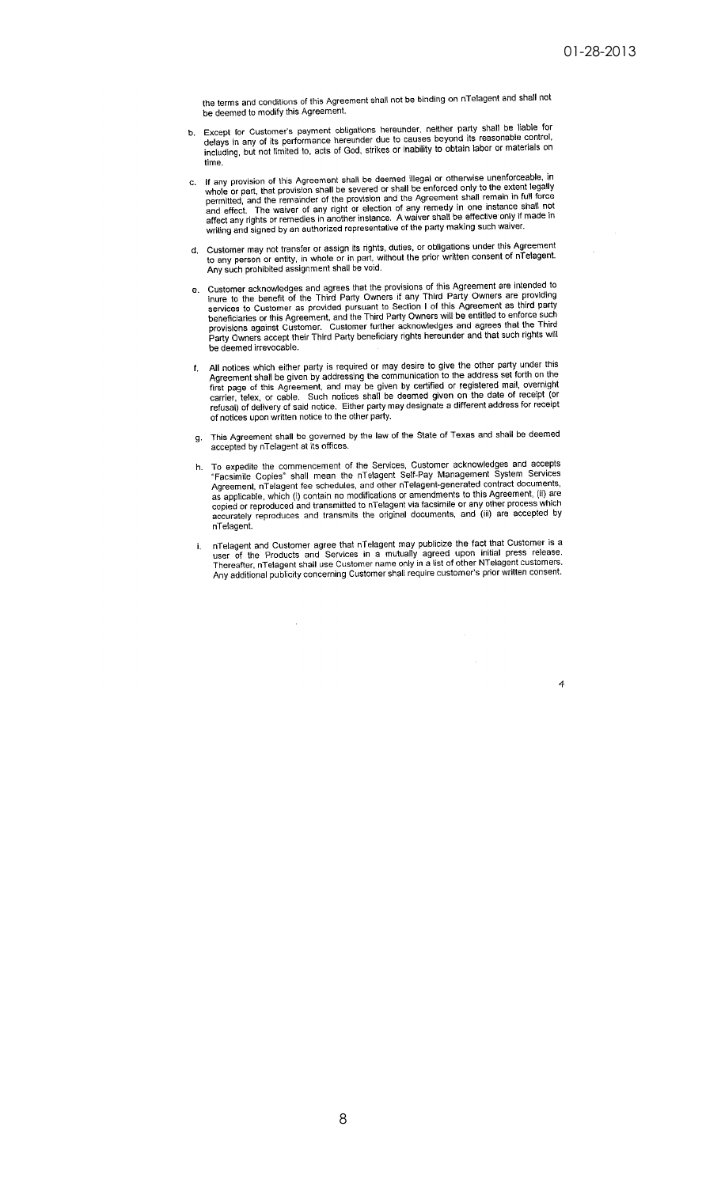the terms and conditions of this Agreement shall not be binding on nTelagent and shall not be deemed to modify this Agreement.

b. Except for Customer's payment obligations hereunder, neither party shall be liable for delays in any of its performance hereunder due to causes beyond its reasonable control, including, but not limited to, acts of God, strikes or inability to obtain labor or materials on time.

c. If any provision of this Agreement shall be deemed illegal or otherwise unenforceable, in whole or part, that provision shall be severed or shall be enforced only to the extent legally permitted, and the remainder of the provision and the Agreement shall remain in full force and effect. The waiver of any right or election of any remedy in one instance shall not affect any rights or remedies in another instance. A waiver shall be effective only if made in writing and signed by an authorized representative of the party making such waiver.

d. Customer may not transfer or assign its rights, duties, or obligations under this Agreement to any person or entity, in whole or in part, without the prior written consent of nTelagent. Any such prohibited assignment shall be void.

e. Customer acknowledges and agrees that the provisions of this Agreement are intended to inure to the benefit of the Third Party Owners if any Third Party Owners are providing services to Customer as provided pursuant to Section I of this Agreement as third party beneficiaries or this Agreement, and the Third Party Owners will be entitled to enforce such provisions against Customer. Customer further acknowledges and agrees that the Third Party Owners accept their Third Party beneficiary rights hereunder and that such rights will be deemed irrevocable.

f. All notices which either party is required or may desire to give the other party under this Agreement shall be given by addressing the communication to the address set forth on the first page of this Agreement, and may be given by certified or registered mail, overnight carrier, telex, or cable. Such notices shall be deemed given on the date of receipt (or refusal) of delivery of said notice. Either party may designate a different address for receipt of notices upon written notice to the other party.

g. This Agreement shall be governed by the law of the State of Texas and shall be deemed accepted by nTelagent at its offices.

h. To expedite the commencement of the Services, Customer acknowledges and accepts "Facsimile Copies" shall mean the nTelagent Self-Pay Management System Services Agreement, nTelagent fee schedules, and other nTelagent-generated contract documents, as applicable, which (i) contain no modifications or amendments to this Agreement, (ii) are copied or reproduced and transmitted to nTelagent via facsimile or any other process which accurately reproduces and transmits the original documents, and (iii) are accepted by nTelagent.

i. nTelagent and Customer agree that nTelagent may publicize the fact that Customer is a user of the Products and Services in a mutually agreed upon initial press release. Thereafter, nTelagent shall use Customer name only in a list of other NTelagent customers. Any additional publicity concerning Customer shall require customer's prior written consent.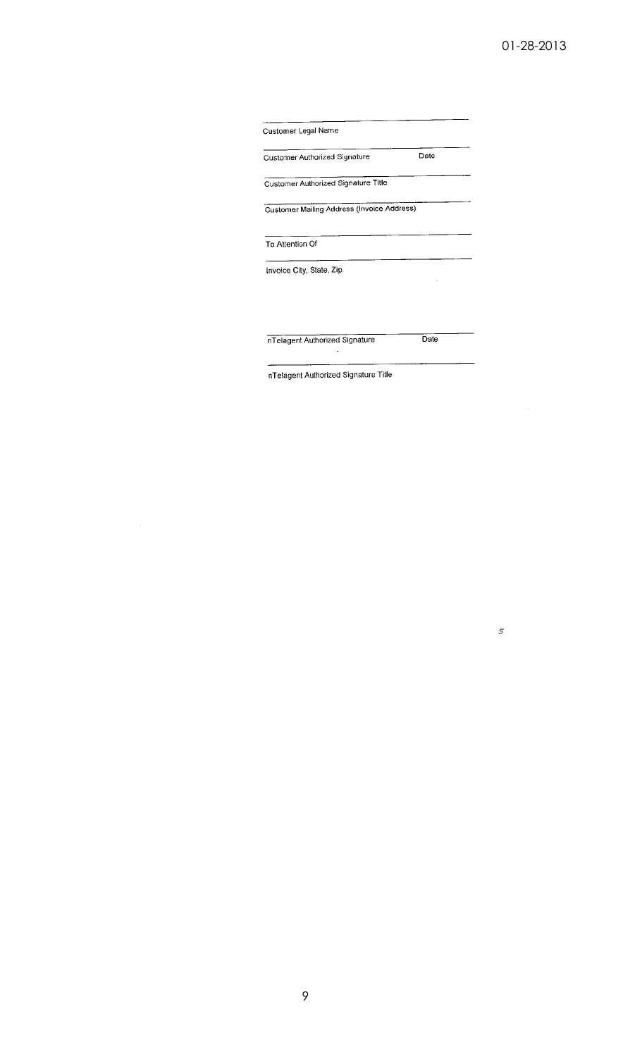01-28-2013

\_\_\_\_\_\_\_\_\_\_\_\_\_\_\_\_\_\_\_\_\_\_\_\_\_\_\_\_\_\_\_\_\_\_\_\_\_\_\_\_

Customer Legal Name

\_\_\_\_\_\_\_\_\_\_\_\_\_\_\_\_\_\_\_\_\_\_\_\_\_\_\_\_\_\_\_\_\_\_\_\_\_\_\_\_

Customer Authorized Signature　　　　　　Date

\_\_\_\_\_\_\_\_\_\_\_\_\_\_\_\_\_\_\_\_\_\_\_\_\_\_\_\_\_\_\_\_\_\_\_\_\_\_\_\_

Customer Authorized Signature Title

\_\_\_\_\_\_\_\_\_\_\_\_\_\_\_\_\_\_\_\_\_\_\_\_\_\_\_\_\_\_\_\_\_\_\_\_\_\_\_\_

Customer Mailing Address (Invoice Address)

\_\_\_\_\_\_\_\_\_\_\_\_\_\_\_\_\_\_\_\_\_\_\_\_\_\_\_\_\_\_\_\_\_\_\_\_\_\_\_\_

To Attention Of

\_\_\_\_\_\_\_\_\_\_\_\_\_\_\_\_\_\_\_\_\_\_\_\_\_\_\_\_\_\_\_\_\_\_\_\_\_\_\_\_

Invoice City, State, Zip

\_\_\_\_\_\_\_\_\_\_\_\_\_\_\_\_\_\_\_\_\_\_\_\_\_\_\_\_\_\_\_\_\_\_\_\_\_\_\_\_

nTelagent Authorized Signature　　　　　　Date

\_\_\_\_\_\_\_\_\_\_\_\_\_\_\_\_\_\_\_\_\_\_\_\_\_\_\_\_\_\_\_\_\_\_\_\_\_\_\_\_

nTelagent Authorized Signature Title

5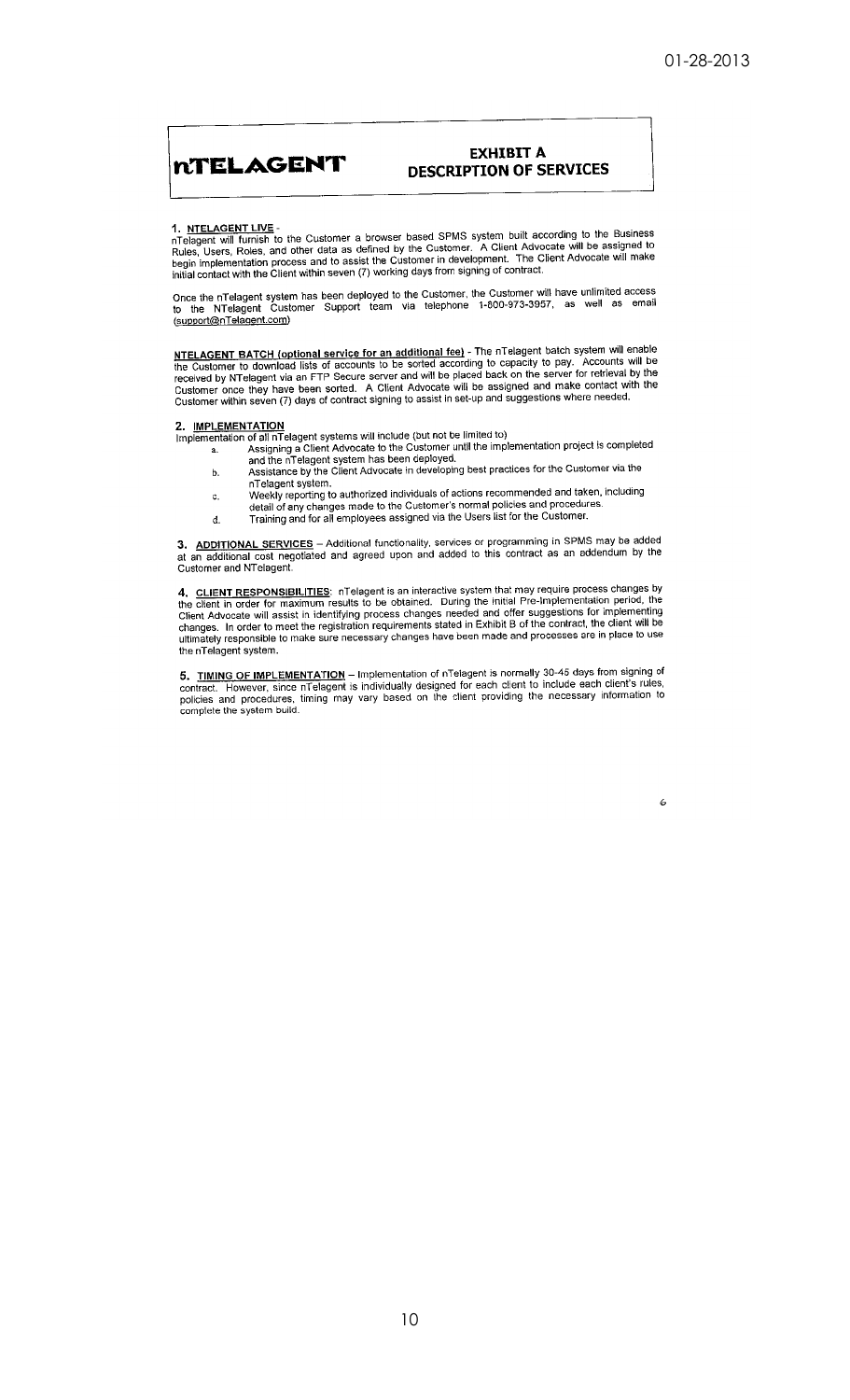01-28-2013

**nTELAGENT** — **EXHIBIT A**
**DESCRIPTION OF SERVICES**

**1. NTELAGENT LIVE** -
nTelagent will furnish to the Customer a browser based SPMS system built according to the Business Rules, Users, Roles, and other data as defined by the Customer. A Client Advocate will be assigned to begin implementation process and to assist the Customer in development. The Client Advocate will make initial contact with the Client within seven (7) working days from signing of contract.

Once the nTelagent system has been deployed to the Customer, the Customer will have unlimited access to the NTelagent Customer Support team via telephone 1-800-973-3957, as well as email (support@nTelagent.com)

**NTELAGENT BATCH (optional service for an additional fee)** - The nTelagent batch system will enable the Customer to download lists of accounts to be sorted according to capacity to pay. Accounts will be received by NTelagent via an FTP Secure server and will be placed back on the server for retrieval by the Customer once they have been sorted. A Client Advocate will be assigned and make contact with the Customer within seven (7) days of contract signing to assist in set-up and suggestions where needed.

**2. IMPLEMENTATION**
Implementation of all nTelagent systems will include (but not be limited to)

a. Assigning a Client Advocate to the Customer until the implementation project is completed and the nTelagent system has been deployed.
b. Assistance by the Client Advocate in developing best practices for the Customer via the nTelagent system.
c. Weekly reporting to authorized individuals of actions recommended and taken, including detail of any changes made to the Customer's normal policies and procedures.
d. Training and for all employees assigned via the Users list for the Customer.

**3. ADDITIONAL SERVICES** – Additional functionality, services or programming in SPMS may be added at an additional cost negotiated and agreed upon and added to this contract as an addendum by the Customer and NTelagent.

**4. CLIENT RESPONSIBILITIES**: nTelagent is an interactive system that may require process changes by the client in order for maximum results to be obtained. During the initial Pre-Implementation period, the Client Advocate will assist in identifying process changes needed and offer suggestions for implementing changes. In order to meet the registration requirements stated in Exhibit B of the contract, the client will be ultimately responsible to make sure necessary changes have been made and processes are in place to use the nTelagent system.

**5. TIMING OF IMPLEMENTATION** – Implementation of nTelagent is normally 30-45 days from signing of contract. However, since nTelagent is individually designed for each client to include each client's rules, policies and procedures, timing may vary based on the client providing the necessary information to complete the system build.

6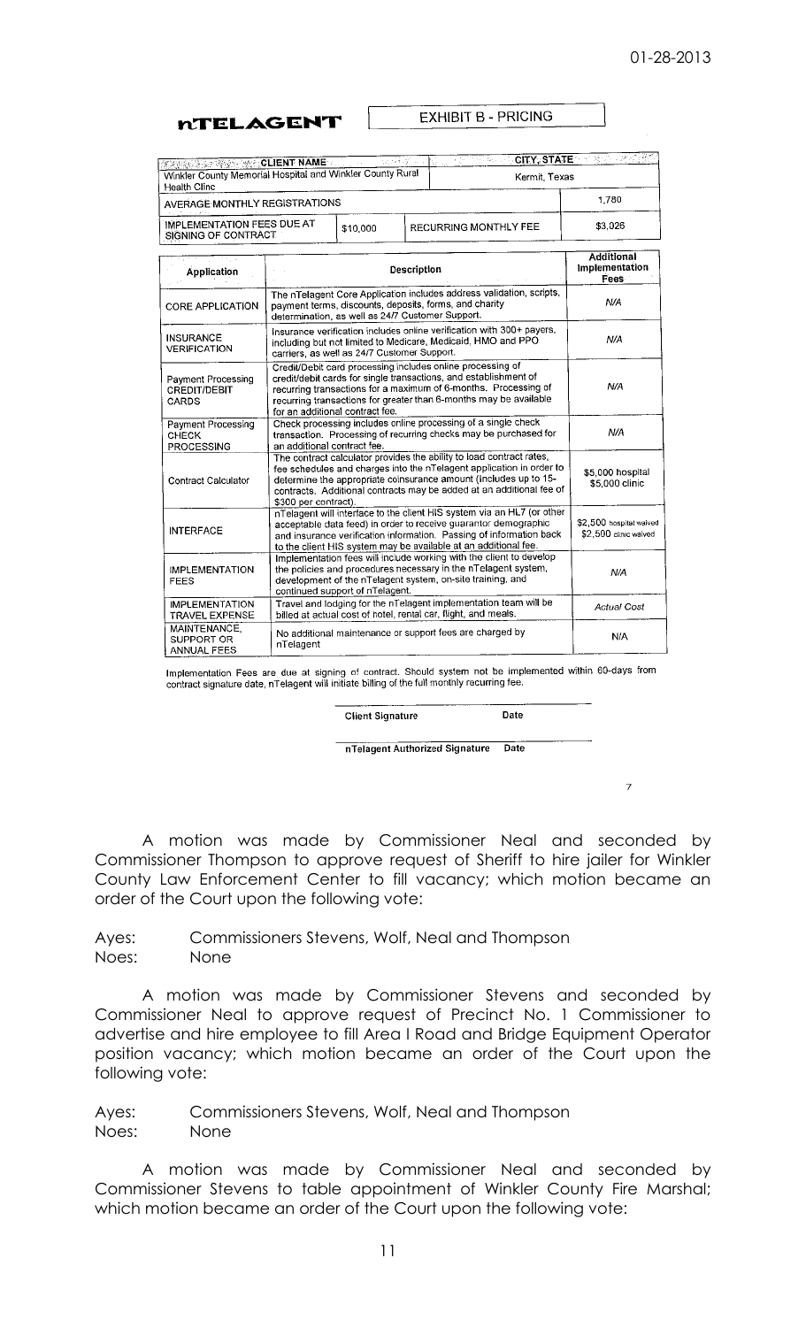01-28-2013

**nTELAGENT** EXHIBIT B - PRICING

| CLIENT NAME | | CITY, STATE | |
|---|---|---|---|
| Winkler County Memorial Hospital and Winkler County Rural Health Clinc | | Kermit, Texas | |
| AVERAGE MONTHLY REGISTRATIONS | | | 1,780 |
| IMPLEMENTATION FEES DUE AT SIGNING OF CONTRACT | $10,000 | RECURRING MONTHLY FEE | $3,026 |

| Application | Description | Additional Implementation Fees |
|---|---|---|
| CORE APPLICATION | The nTelagent Core Application includes address validation, scripts, payment terms, discounts, deposits, forms, and charity determination, as well as 24/7 Customer Support. | N/A |
| INSURANCE VERIFICATION | Insurance verification includes online verification with 300+ payers, including but not limited to Medicare, Medicaid, HMO and PPO carriers, as well as 24/7 Customer Support. | N/A |
| Payment Processing CREDIT/DEBIT CARDS | Credit/Debit card processing includes online processing of credit/debit cards for single transactions, and establishment of recurring transactions for a maximum of 6-months. Processing of recurring transactions for greater than 6-months may be available for an additional contract fee. | N/A |
| Payment Processing CHECK PROCESSING | Check processing includes online processing of a single check transaction. Processing of recurring checks may be purchased for an additional contract fee. | N/A |
| Contract Calculator | The contract calculator provides the ability to load contract rates, fee schedules and charges into the nTelagent application in order to determine the appropriate coinsurance amount (includes up to 15-contracts. Additional contracts may be added at an additional fee of $300 per contract). | $5,000 hospital $5,000 clinic |
| INTERFACE | nTelagent will interface to the client HIS system via an HL7 (or other acceptable data feed) in order to receive guarantor demographic and insurance verification information. Passing of information back to the client HIS system may be available at an additional fee. | $2,500 hospital waived $2,500 clinic waived |
| IMPLEMENTATION FEES | Implementation fees will include working with the client to develop the policies and procedures necessary in the nTelagent system, development of the nTelagent system, on-site training, and continued support of nTelagent. | N/A |
| IMPLEMENTATION TRAVEL EXPENSE | Travel and lodging for the nTelagent implementation team will be billed at actual cost of hotel, rental car, flight, and meals. | Actual Cost |
| MAINTENANCE, SUPPORT OR ANNUAL FEES | No additional maintenance or support fees are charged by nTelagent | N/A |

Implementation Fees are due at signing of contract. Should system not be implemented within 60-days from contract signature date, nTelagent will initiate billing of the full monthly recurring fee.

Client Signature Date

nTelagent Authorized Signature Date

7

A motion was made by Commissioner Neal and seconded by Commissioner Thompson to approve request of Sheriff to hire jailer for Winkler County Law Enforcement Center to fill vacancy; which motion became an order of the Court upon the following vote:

Ayes: Commissioners Stevens, Wolf, Neal and Thompson
Noes: None

A motion was made by Commissioner Stevens and seconded by Commissioner Neal to approve request of Precinct No. 1 Commissioner to advertise and hire employee to fill Area I Road and Bridge Equipment Operator position vacancy; which motion became an order of the Court upon the following vote:

Ayes: Commissioners Stevens, Wolf, Neal and Thompson
Noes: None

A motion was made by Commissioner Neal and seconded by Commissioner Stevens to table appointment of Winkler County Fire Marshal; which motion became an order of the Court upon the following vote: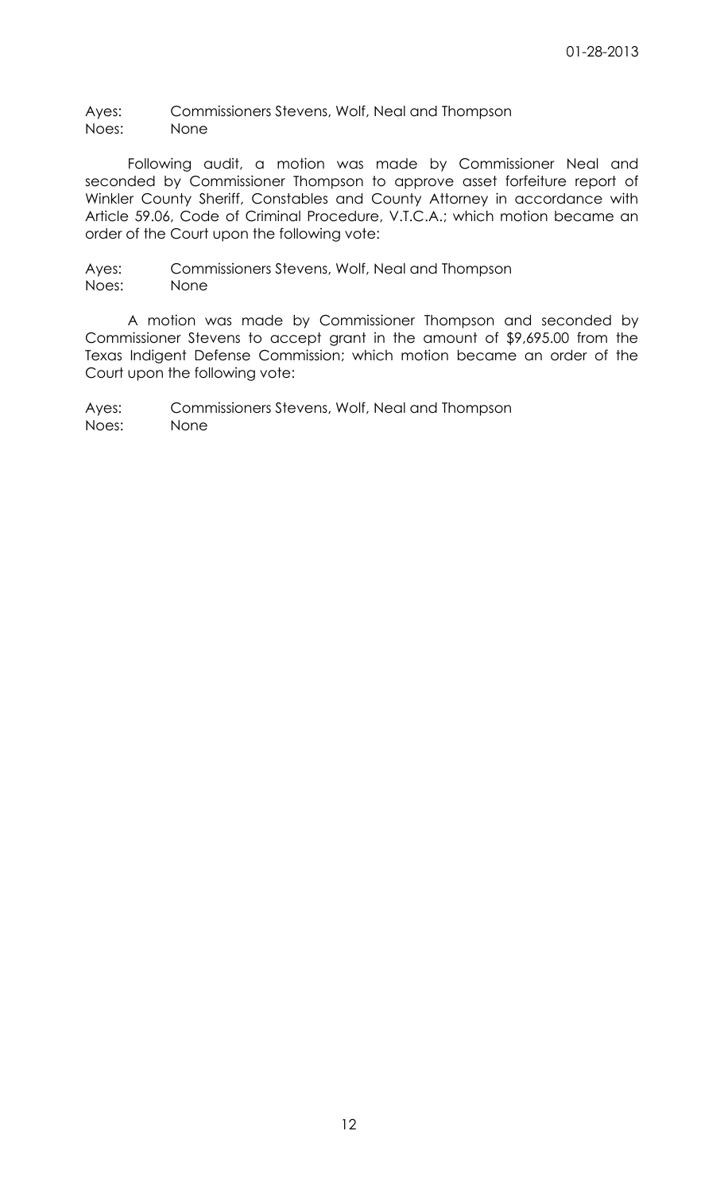Ayes: Commissioners Stevens, Wolf, Neal and Thompson
Noes: None

Following audit, a motion was made by Commissioner Neal and seconded by Commissioner Thompson to approve asset forfeiture report of Winkler County Sheriff, Constables and County Attorney in accordance with Article 59.06, Code of Criminal Procedure, V.T.C.A.; which motion became an order of the Court upon the following vote:

Ayes: Commissioners Stevens, Wolf, Neal and Thompson
Noes: None

A motion was made by Commissioner Thompson and seconded by Commissioner Stevens to accept grant in the amount of $9,695.00 from the Texas Indigent Defense Commission; which motion became an order of the Court upon the following vote:

Ayes: Commissioners Stevens, Wolf, Neal and Thompson
Noes: None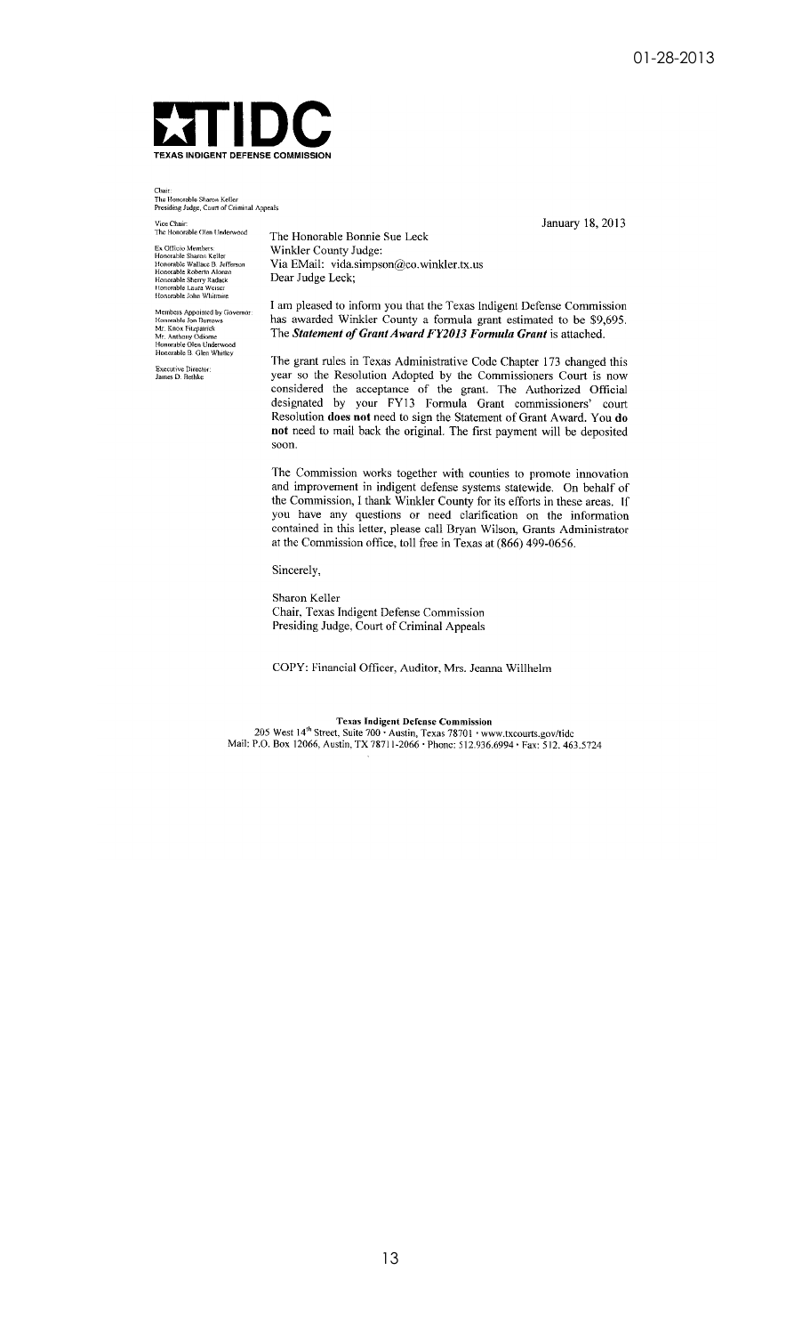01-28-2013

# TIDC

**TEXAS INDIGENT DEFENSE COMMISSION**

Chair:
The Honorable Sharon Keller
Presiding Judge, Court of Criminal Appeals

Vice Chair:
The Honorable Olen Underwood

Ex Officio Members:
Honorable Sharon Keller
Honorable Wallace B. Jefferson
Honorable Roberto Alonzo
Honorable Sherry Radack
Honorable Laura Weiser
Honorable John Whitmire

Members Appointed by Governor:
Honorable Jon Burrows
Mr. Knox Fitzpatrick
Mr. Anthony Odiorne
Honorable Olen Underwood
Honorable B. Glen Whitley

Executive Director:
James D. Bethke

January 18, 2013

The Honorable Bonnie Sue Leck
Winkler County Judge:
Via EMail: vida.simpson@co.winkler.tx.us
Dear Judge Leck;

I am pleased to inform you that the Texas Indigent Defense Commission has awarded Winkler County a formula grant estimated to be $9,695. The ***Statement of Grant Award FY2013 Formula Grant*** is attached.

The grant rules in Texas Administrative Code Chapter 173 changed this year so the Resolution Adopted by the Commissioners Court is now considered the acceptance of the grant. The Authorized Official designated by your FY13 Formula Grant commissioners' court Resolution **does not** need to sign the Statement of Grant Award. You **do not** need to mail back the original. The first payment will be deposited soon.

The Commission works together with counties to promote innovation and improvement in indigent defense systems statewide. On behalf of the Commission, I thank Winkler County for its efforts in these areas. If you have any questions or need clarification on the information contained in this letter, please call Bryan Wilson, Grants Administrator at the Commission office, toll free in Texas at (866) 499-0656.

Sincerely,

Sharon Keller
Chair, Texas Indigent Defense Commission
Presiding Judge, Court of Criminal Appeals

COPY: Financial Officer, Auditor, Mrs. Jeanna Willhelm

**Texas Indigent Defense Commission**
205 West 14th Street, Suite 700 · Austin, Texas 78701 · www.txcourts.gov/tidc
Mail: P.O. Box 12066, Austin, TX 78711-2066 · Phone: 512.936.6994 · Fax: 512. 463.5724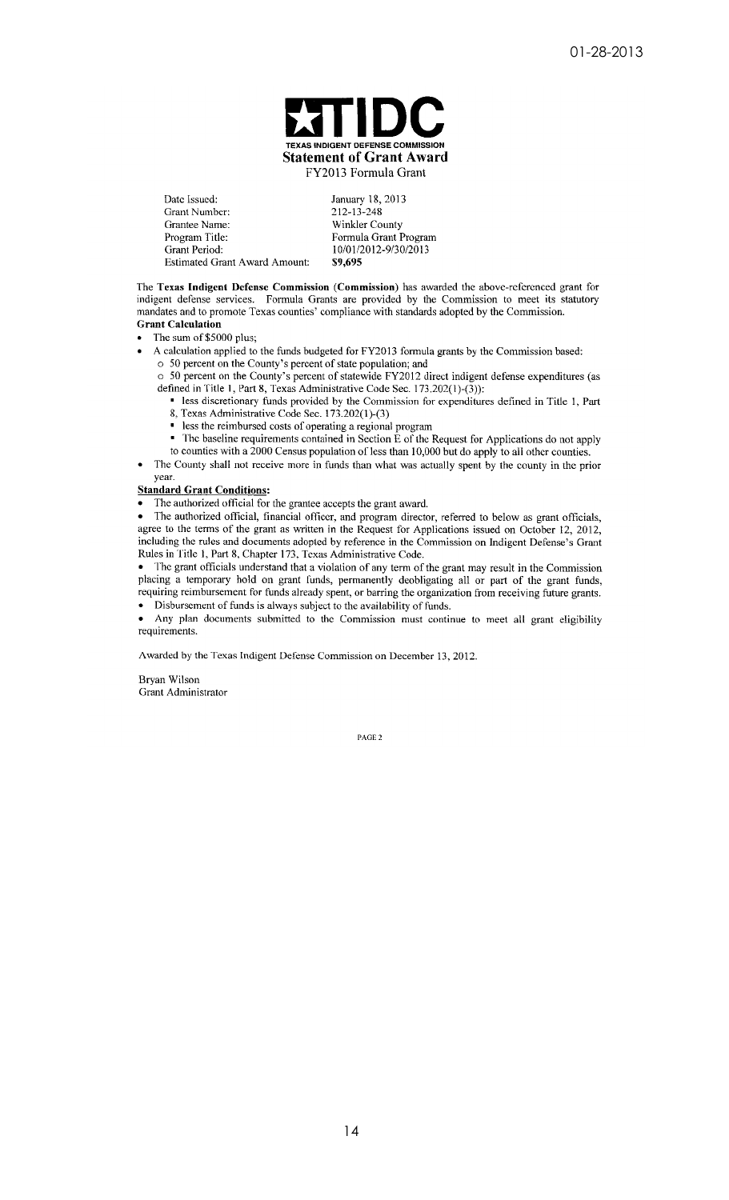01-28-2013

# TIDC

**TEXAS INDIGENT DEFENSE COMMISSION**

## Statement of Grant Award

FY2013 Formula Grant

| | |
|---|---|
| Date Issued: | January 18, 2013 |
| Grant Number: | 212-13-248 |
| Grantee Name: | Winkler County |
| Program Title: | Formula Grant Program |
| Grant Period: | 10/01/2012-9/30/2013 |
| Estimated Grant Award Amount: | **$9,695** |

The **Texas Indigent Defense Commission (Commission)** has awarded the above-referenced grant for indigent defense services. Formula Grants are provided by the Commission to meet its statutory mandates and to promote Texas counties' compliance with standards adopted by the Commission.

**Grant Calculation**

- The sum of $5000 plus;
- A calculation applied to the funds budgeted for FY2013 formula grants by the Commission based:
  - 50 percent on the County's percent of state population; and
  - 50 percent on the County's percent of statewide FY2012 direct indigent defense expenditures (as defined in Title 1, Part 8, Texas Administrative Code Sec. 173.202(1)-(3)):
    - less discretionary funds provided by the Commission for expenditures defined in Title 1, Part 8, Texas Administrative Code Sec. 173.202(1)-(3)
    - less the reimbursed costs of operating a regional program
    - The baseline requirements contained in Section E of the Request for Applications do not apply to counties with a 2000 Census population of less than 10,000 but do apply to all other counties.
- The County shall not receive more in funds than what was actually spent by the county in the prior year.

**Standard Grant Conditions:**

- The authorized official for the grantee accepts the grant award.
- The authorized official, financial officer, and program director, referred to below as grant officials, agree to the terms of the grant as written in the Request for Applications issued on October 12, 2012, including the rules and documents adopted by reference in the Commission on Indigent Defense's Grant Rules in Title 1, Part 8, Chapter 173, Texas Administrative Code.
- The grant officials understand that a violation of any term of the grant may result in the Commission placing a temporary hold on grant funds, permanently deobligating all or part of the grant funds, requiring reimbursement for funds already spent, or barring the organization from receiving future grants.
- Disbursement of funds is always subject to the availability of funds.
- Any plan documents submitted to the Commission must continue to meet all grant eligibility requirements.

Awarded by the Texas Indigent Defense Commission on December 13, 2012.

Bryan Wilson
Grant Administrator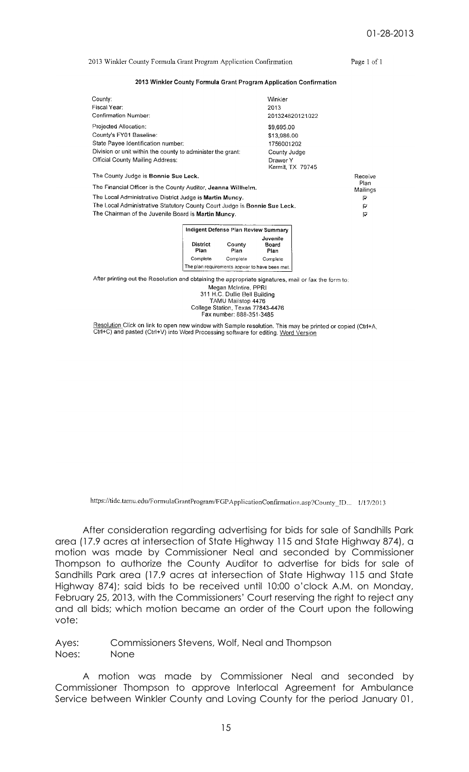01-28-2013

2013 Winkler County Formula Grant Program Application Confirmation

**2013 Winkler County Formula Grant Program Application Confirmation**

| | |
|---|---|
| County: | Winkler |
| Fiscal Year: | 2013 |
| Confirmation Number: | 201324820121022 |
| Projected Allocation: | $9,695.00 |
| County's FY01 Baseline: | $13,986.00 |
| State Payee Identification number: | 1756001202 |
| Division or unit within the county to administer the grant: | County Judge |
| Official County Mailing Address: | Drawer Y<br>Kermit, TX 79745 |

| | Receive Plan Mailings |
|---|---|
| The County Judge is **Bonnie Sue Leck.** | |
| The Financial Officer is the County Auditor, **Jeanna Willhelm.** | |
| The Local Administrative District Judge is **Martin Muncy.** | ☑ |
| The Local Administrative Statutory County Court Judge is **Bonnie Sue Leck.** | ☑ |
| The Chairman of the Juvenile Board is **Martin Muncy.** | ☑ |

| Indigent Defense Plan Review Summary | | |
|---|---|---|
| District Plan | County Plan | Juvenile Board Plan |
| Complete | Complete | Complete |
| The plan requirements appear to have been met. | | |

After printing out the Resolution and obtaining the appropriate signatures, mail or fax the form to:

Megan McIntire, PPRI
311 H.C. Dullie Bell Building
TAMU Mailstop 4476
College Station, Texas 77843-4476
Fax number: 888-351-3485

Resolution Click on link to open new window with Sample resolution. This may be printed or copied (Ctrl+A, Ctrl+C) and pasted (Ctrl+V) into Word Processing software for editing. Word Version

https://tidc.tamu.edu/FormulaGrantProgram/FGPApplicationConfirmation.asp?County_ID... 1/17/2013

After consideration regarding advertising for bids for sale of Sandhills Park area (17.9 acres at intersection of State Highway 115 and State Highway 874), a motion was made by Commissioner Neal and seconded by Commissioner Thompson to authorize the County Auditor to advertise for bids for sale of Sandhills Park area (17.9 acres at intersection of State Highway 115 and State Highway 874); said bids to be received until 10:00 o'clock A.M. on Monday, February 25, 2013, with the Commissioners' Court reserving the right to reject any and all bids; which motion became an order of the Court upon the following vote:

Ayes: Commissioners Stevens, Wolf, Neal and Thompson
Noes: None

A motion was made by Commissioner Neal and seconded by Commissioner Thompson to approve Interlocal Agreement for Ambulance Service between Winkler County and Loving County for the period January 01,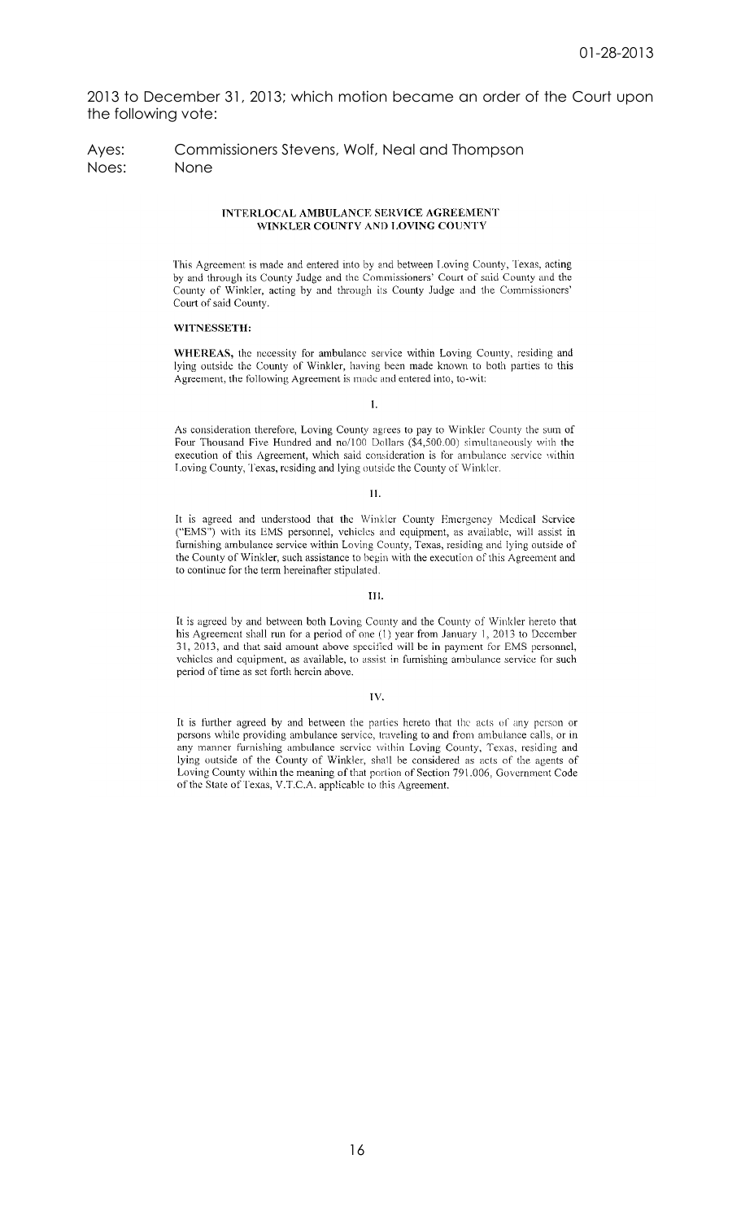2013 to December 31, 2013; which motion became an order of the Court upon the following vote:

Ayes: Commissioners Stevens, Wolf, Neal and Thompson
Noes: None

**INTERLOCAL AMBULANCE SERVICE AGREEMENT**
**WINKLER COUNTY AND LOVING COUNTY**

This Agreement is made and entered into by and between Loving County, Texas, acting by and through its County Judge and the Commissioners' Court of said County and the County of Winkler, acting by and through its County Judge and the Commissioners' Court of said County.

**WITNESSETH:**

**WHEREAS,** the necessity for ambulance service within Loving County, residing and lying outside the County of Winkler, having been made known to both parties to this Agreement, the following Agreement is made and entered into, to-wit:

I.

As consideration therefore, Loving County agrees to pay to Winkler County the sum of Four Thousand Five Hundred and no/100 Dollars ($4,500.00) simultaneously with the execution of this Agreement, which said consideration is for ambulance service within Loving County, Texas, residing and lying outside the County of Winkler.

II.

It is agreed and understood that the Winkler County Emergency Medical Service ("EMS") with its EMS personnel, vehicles and equipment, as available, will assist in furnishing ambulance service within Loving County, Texas, residing and lying outside of the County of Winkler, such assistance to begin with the execution of this Agreement and to continue for the term hereinafter stipulated.

III.

It is agreed by and between both Loving County and the County of Winkler hereto that his Agreement shall run for a period of one (1) year from January 1, 2013 to December 31, 2013, and that said amount above specified will be in payment for EMS personnel, vehicles and equipment, as available, to assist in furnishing ambulance service for such period of time as set forth herein above.

IV.

It is further agreed by and between the parties hereto that the acts of any person or persons while providing ambulance service, traveling to and from ambulance calls, or in any manner furnishing ambulance service within Loving County, Texas, residing and lying outside of the County of Winkler, shall be considered as acts of the agents of Loving County within the meaning of that portion of Section 791.006, Government Code of the State of Texas, V.T.C.A. applicable to this Agreement.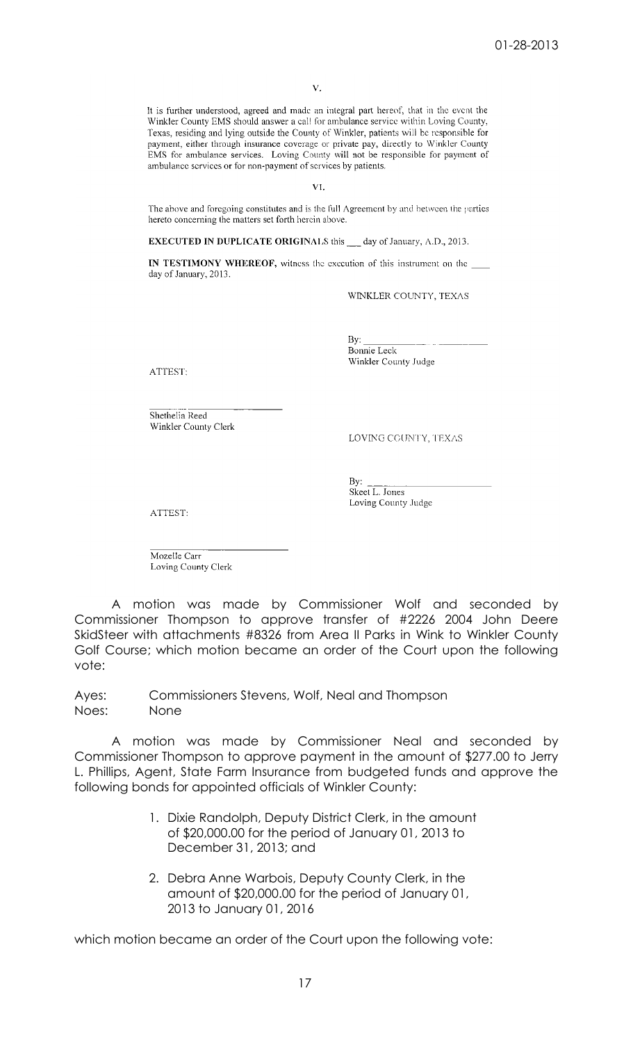V.

It is further understood, agreed and made an integral part hereof, that in the event the Winkler County EMS should answer a call for ambulance service within Loving County, Texas, residing and lying outside the County of Winkler, patients will be responsible for payment, either through insurance coverage or private pay, directly to Winkler County EMS for ambulance services. Loving County will not be responsible for payment of ambulance services or for non-payment of services by patients.

VI.

The above and foregoing constitutes and is the full Agreement by and between the parties hereto concerning the matters set forth herein above.

**EXECUTED IN DUPLICATE ORIGINALS** this \_\_ day of January, A.D., 2013.

**IN TESTIMONY WHEREOF,** witness the execution of this instrument on the \_\_\_ day of January, 2013.

WINKLER COUNTY, TEXAS

By: \_\_\_\_\_\_\_\_\_\_\_\_\_\_\_\_\_\_\_\_
Bonnie Leck
Winkler County Judge

ATTEST:

\_\_\_\_\_\_\_\_\_\_\_\_\_\_\_\_\_\_\_\_
Shethelia Reed
Winkler County Clerk

LOVING COUNTY, TEXAS

By: \_\_\_\_\_\_\_\_\_\_\_\_\_\_\_\_\_\_\_\_
Skeet L. Jones
Loving County Judge

ATTEST:

\_\_\_\_\_\_\_\_\_\_\_\_\_\_\_\_\_\_\_\_
Mozelle Carr
Loving County Clerk

A motion was made by Commissioner Wolf and seconded by Commissioner Thompson to approve transfer of #2226 2004 John Deere SkidSteer with attachments #8326 from Area II Parks in Wink to Winkler County Golf Course; which motion became an order of the Court upon the following vote:

Ayes: Commissioners Stevens, Wolf, Neal and Thompson
Noes: None

A motion was made by Commissioner Neal and seconded by Commissioner Thompson to approve payment in the amount of $277.00 to Jerry L. Phillips, Agent, State Farm Insurance from budgeted funds and approve the following bonds for appointed officials of Winkler County:

1. Dixie Randolph, Deputy District Clerk, in the amount of $20,000.00 for the period of January 01, 2013 to December 31, 2013; and
2. Debra Anne Warbois, Deputy County Clerk, in the amount of $20,000.00 for the period of January 01, 2013 to January 01, 2016

which motion became an order of the Court upon the following vote: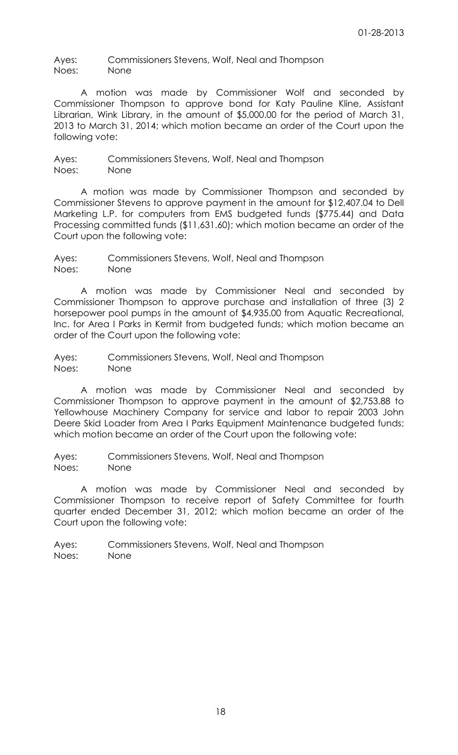Ayes: Commissioners Stevens, Wolf, Neal and Thompson
Noes: None

A motion was made by Commissioner Wolf and seconded by Commissioner Thompson to approve bond for Katy Pauline Kline, Assistant Librarian, Wink Library, in the amount of $5,000.00 for the period of March 31, 2013 to March 31, 2014; which motion became an order of the Court upon the following vote:

Ayes: Commissioners Stevens, Wolf, Neal and Thompson
Noes: None

A motion was made by Commissioner Thompson and seconded by Commissioner Stevens to approve payment in the amount for $12,407.04 to Dell Marketing L.P. for computers from EMS budgeted funds ($775.44) and Data Processing committed funds ($11,631.60); which motion became an order of the Court upon the following vote:

Ayes: Commissioners Stevens, Wolf, Neal and Thompson
Noes: None

A motion was made by Commissioner Neal and seconded by Commissioner Thompson to approve purchase and installation of three (3) 2 horsepower pool pumps in the amount of $4,935.00 from Aquatic Recreational, Inc. for Area I Parks in Kermit from budgeted funds; which motion became an order of the Court upon the following vote:

Ayes: Commissioners Stevens, Wolf, Neal and Thompson
Noes: None

A motion was made by Commissioner Neal and seconded by Commissioner Thompson to approve payment in the amount of $2,753.88 to Yellowhouse Machinery Company for service and labor to repair 2003 John Deere Skid Loader from Area I Parks Equipment Maintenance budgeted funds; which motion became an order of the Court upon the following vote:

Ayes: Commissioners Stevens, Wolf, Neal and Thompson
Noes: None

A motion was made by Commissioner Neal and seconded by Commissioner Thompson to receive report of Safety Committee for fourth quarter ended December 31, 2012; which motion became an order of the Court upon the following vote:

Ayes: Commissioners Stevens, Wolf, Neal and Thompson
Noes: None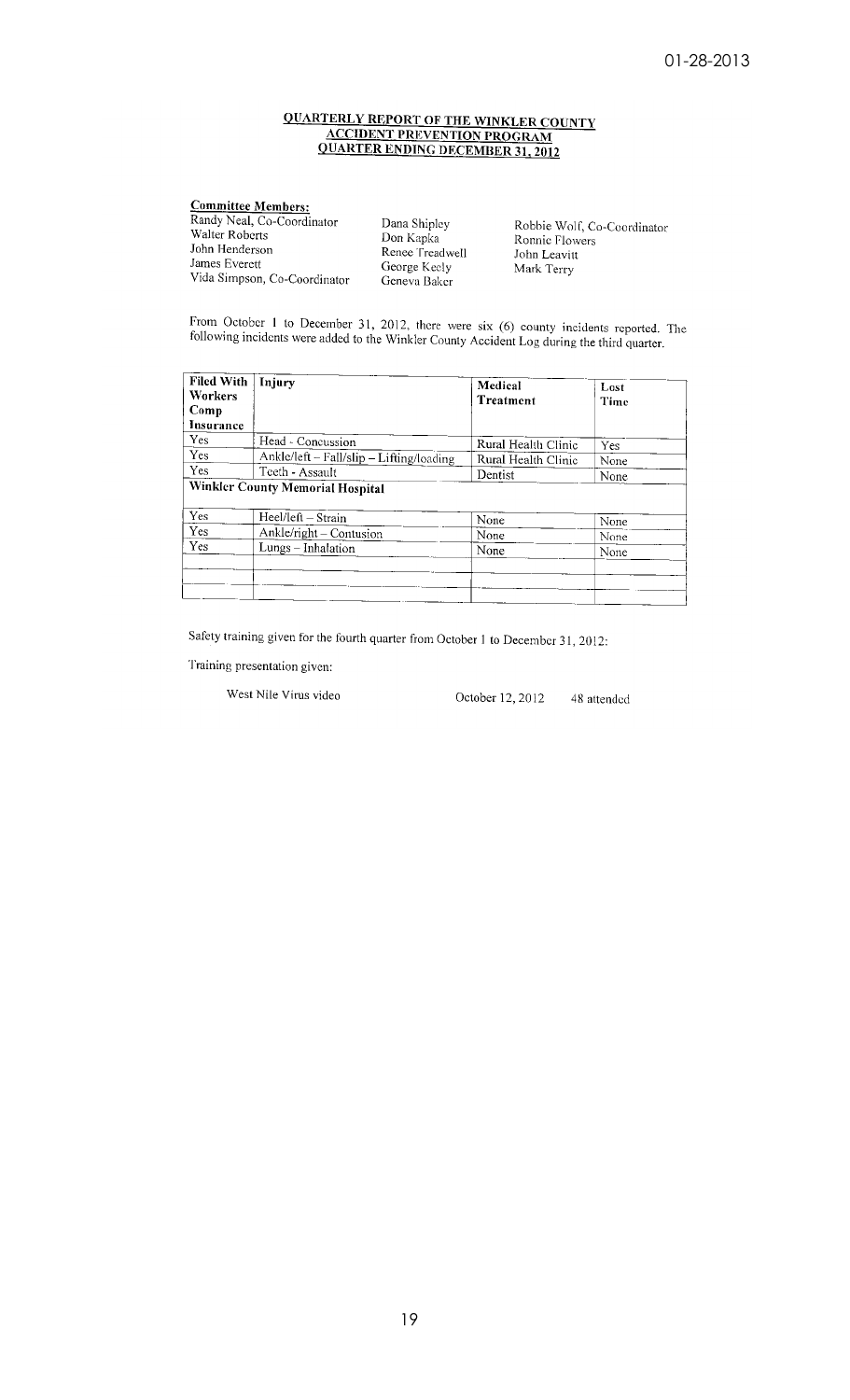01-28-2013

# QUARTERLY REPORT OF THE WINKLER COUNTY ACCIDENT PREVENTION PROGRAM QUARTER ENDING DECEMBER 31, 2012

**Committee Members:**

Randy Neal, Co-Coordinator
Walter Roberts
John Henderson
James Everett
Vida Simpson, Co-Coordinator
Dana Shipley
Don Kapka
Renee Treadwell
George Keely
Geneva Baker
Robbie Wolf, Co-Coordinator
Ronnie Flowers
John Leavitt
Mark Terry

From October 1 to December 31, 2012, there were six (6) county incidents reported. The following incidents were added to the Winkler County Accident Log during the third quarter.

| Filed With Workers Comp Insurance | Injury | Medical Treatment | Lost Time |
|---|---|---|---|
| Yes | Head - Concussion | Rural Health Clinic | Yes |
| Yes | Ankle/left – Fall/slip – Lifting/loading | Rural Health Clinic | None |
| Yes | Teeth - Assault | Dentist | None |
| **Winkler County Memorial Hospital** | | | |
| Yes | Heel/left – Strain | None | None |
| Yes | Ankle/right – Contusion | None | None |
| Yes | Lungs – Inhalation | None | None |
| | | | |
| | | | |

Safety training given for the fourth quarter from October 1 to December 31, 2012:

Training presentation given:

West Nile Virus video — October 12, 2012 — 48 attended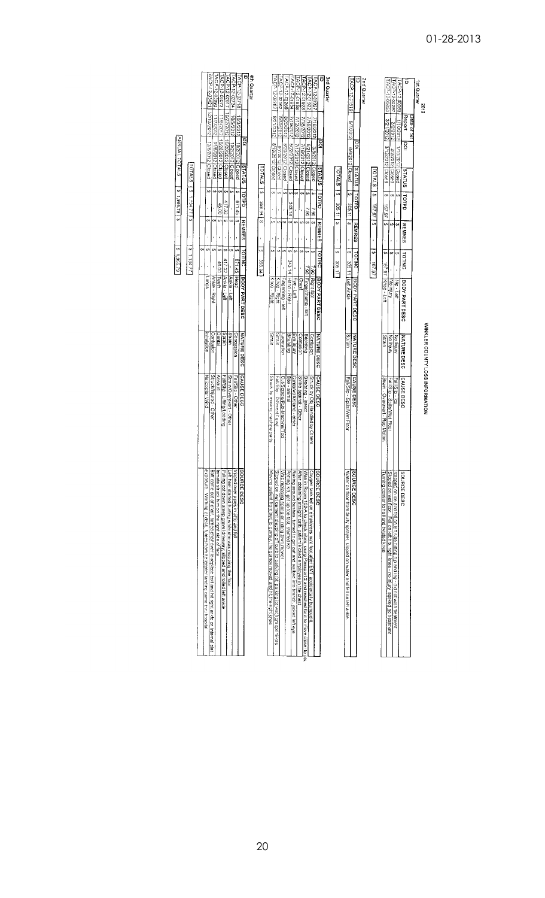# WINKLER COUNTY LOSS INFORMATION

## 2012

### 1st Quarter

| ID | Date of 1st Report | DOI | STATUS | TOTPD | REMRES | TOTINC | BODY PART DESC | NATURE DESC | CAUSE DESC | SOURCE DESC |
|---|---|---|---|---|---|---|---|---|---|---|
| TACP-12-00083 | 1/10/2012 | 1/10/2012 | Closed | $ - | $ - | $ - | Hip - Left | No Injury | Fall/Slip - Ice | stepped on ice and fell on left side hitting hip and leg - did not wish treatment |
| TACP-12-00297 | 2/2/2012 | 2/2/2012 | Closed | $ - | $ - | $ - | No Injury | No Injury | Fall/Slip - Spills/Wet Floor | Slipped on wet floor. Fell on left hip, right knee - no injury, seeked no treatment |
| TACP-12-00631 | 3/21/2012 | 3/12/2012 | Closed | $ 167.97 | $ - | $ 167.97 | Knee - Left | Strain | Strain - Overexert - Rep Motion | Turning corner to hall and twisted knee |
| | | | TOTALS | $ 167.97 | $ - | $ 167.97 | | | | |

### 2nd Quarter

| ID | | DOI | STATUS | TOTPD | REMRES | TOTINC | BODY PART DESC | NATURE DESC | CAUSE DESC | SOURCE DESC |
|---|---|---|---|---|---|---|---|---|---|---|
| TACP-12-01519 | 6/7/2012 | 6/5/2012 | Closed | $ 305.11 | $ - | $ 305.11 | Left Ankle | Sprain | Fall/Slip - Spills/Wet Floor | Water on floor from faulty sprayer, slipped on water and fell on left ankle. |
| | | | TOTALS | $ 305.11 | $ - | $ 305.11 | | | | |

### 3rd Quarter

| ID | | DOI | STATUS | TOTPD | REMRES | TOTINC | BODY PART DESC | NATURE DESC | CAUSE DESC | SOURCE DESC |
|---|---|---|---|---|---|---|---|---|---|---|
| TACP-12-01927 | 7/18/2012 | 3/5/2012 | Closed | $ 7.90 | $ - | $ 7.90 | Right foot | Contusion | Struck by Obj Handled by Others | Oxygen tank fell on employees right foot after EMT accidentally bumped it |
| TACP-12-01922 | 7/18/2012 | 5/21/2012 | Closed | $ 7.90 | $ - | $ 7.90 | Finger/thumb - left | Bleeding | Bleeding - Inject | Was in Room 102-A to check vitals, using Dossport 2 and reached for it to move closer to pt |
| TACP-12-01923 | 7/18/2012 | 7/18/2012 | Closed | $ - | $ - | $ - | Chest | Contusion | Strike against - Other | After obtaining straight cath, patient kicked employee in the chest |
| TACP-12-01859 | 7/12/2012 | 7/12/2012 | Closed | $ - | $ - | $ - | Eye - Left | Eye injury | Chemicals/Solvents - other | Spraying cleaning bottles, turned to get bottle and walked into bottle; sprayed left eye |
| TACP-12-01979 | 7/19/2012 | 5/22/2012 | Closed | $ 343.14 | $ - | $ 343.14 | Hand - Right | Bleeding | Bite - animal | Petting K9 got up too fast, startled K9 |
| TACP-12-02292 | 8/20/2012 | 8/20/2012 | Closed | $ - | $ - | $ - | Finger/thumb - left | Laceration | Cut/Scrape/Rub - Machine/Tool | Was replacing string on riding lawn mower |
| TACP-12-02280 | 8/7/2012 | 8/7/2012 | Closed | $ - | $ - | $ - | Knee - Right | Strain | Fall/Slip - Different level | Slipped on wet sidewalk at edge of curb by parking lot, parking lot wet from sprinklers |
| TACP-12-02287 | 8/21/2012 | 8/19/2012 | Closed | $ - | $ - | $ - | Knee - Right | Strain | Struck by moving machine parts | Moving patient from bed to gurney, the gurney moved and hit the right knee |
| | | | TOTALS | $ 358.94 | $ - | $ 358.94 | | | | |

### 4th Quarter

| ID | | DOI | STATUS | TOTPD | REMRES | TOTINC | BODY PART DESC | NATURE DESC | CAUSE DESC | SOURCE DESC |
|---|---|---|---|---|---|---|---|---|---|---|
| TACP-12-02718 | 10/3/2012 | 10/2/2012 | Closed | $ 871.45 | $ - | $ 871.45 | Head | Concussion | Fall/Slip - Other | Tripped over sprinklers in yard and fell |
| TACP-12-02774 | 10/5/2012 | 10/3/2012 | Closed | $ - | $ - | $ - | Ankle - Left | Strain | Strain/Overexert - Other | Left heel started hurting while she was mopping the floor |
| TACP-12-02917 | 10/22/2012 | 10/22/2012 | Closed | $ 47.32 | $ - | $ 47.32 | Arm - Left | Strain | Fall/Slip - Lifting/Loading | Pulling cart down steep gravel driveway, slipped and rolled left ankle |
| TACP-12-03073 | 11/9/2012 | 10/26/2012 | Closed | $ 46.00 | $ - | $ 46.00 | Teeth | Dental | Assault | Inmate struck him in the face |
| TACP-12-03292 | 11/7/2012 | 11/6/2012 | Closed | $ - | $ - | $ - | Ankle - Right | Contusion | Struck/Bumped - Other | Bolt came out of chair, turned chair over to replace bolt and hit right ankle on internal part |
| TACP-12-03421 | 12/13/2012 | 12/6/2012 | Closed | $ - | $ - | $ - | Lungs | Inhalation | Helicopter Wind | Exposure - Working at desk, fumes from helicopter landing came into hospital |
| | | | TOTALS | $ 1,134.77 | $ - | $ 1,134.77 | | | | |

| | TOTPD | REMRES | TOTINC |
|---|---|---|---|
| ANNUAL TOTALS | $ 1,966.79 | $ - | $ 1,966.79 |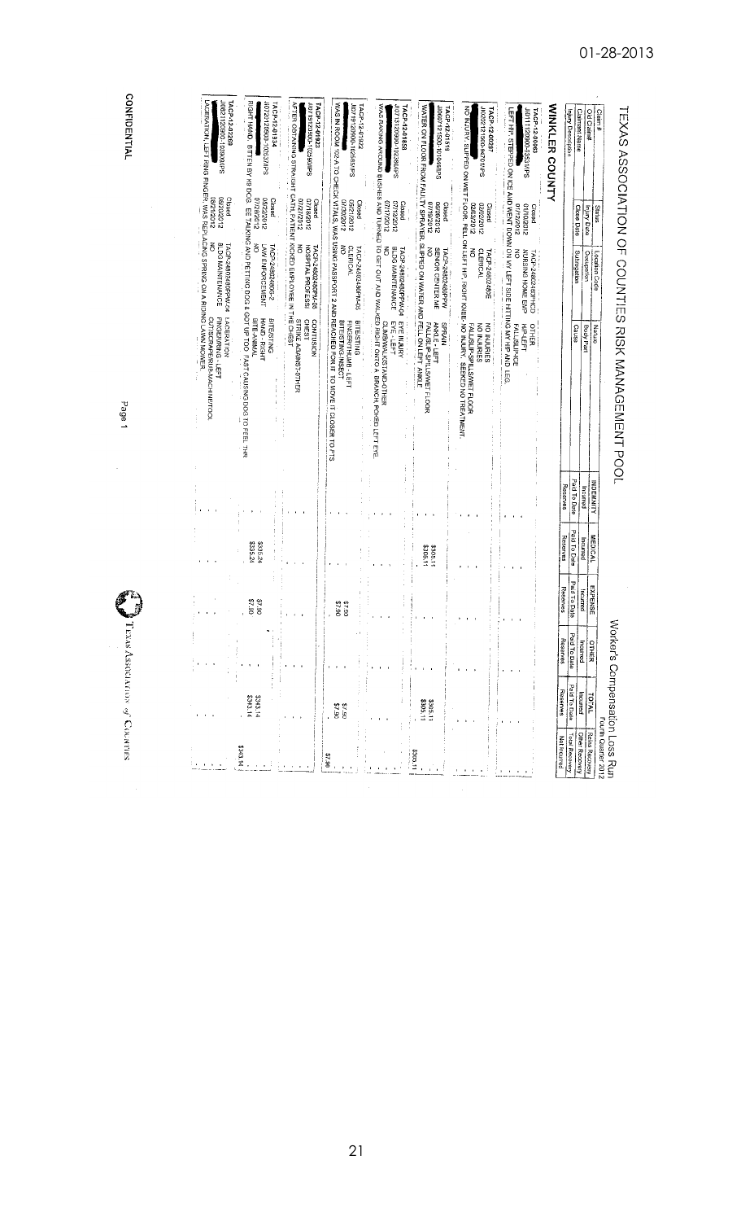01-28-2013

# TEXAS ASSOCIATION OF COUNTIES RISK MANAGEMENT POOL

## Worker's Compensation Loss Run

Fourth Quarter 2012

## WINKLER COUNTY

| Claim # / Old Claim# / Claimant Name | Status / Injury Date / Close Date | Location Code / Occupation / Subrogation | Nature / Body Part / Cause | INDEMNITY Incurred / Paid To Date / Reserves | MEDICAL Incurred / Paid To Date / Reserves | EXPENSE Incurred / Paid To Date / Reserves | OTHER Incurred / Paid To Date / Reserves | TOTAL Incurred / Paid To Date / Reserves | Reins Recovery / Other Recovery / Total Recovery / Net Incurred |
|---|---|---|---|---|---|---|---|---|---|
| TACP-12-00063<br>J0111120900-53539PS | Closed<br>01/10/2012<br>01/12/2012 | TACP-24802480PHCD<br>NURSING HOME EMP<br>NO | OTHER<br>HIP-LEFT<br>FALL/SLIP-ICE | | | | | | |
| Injury Description: LEFT HIP, STEPPED ON ICE AND WENT DOWN ON MY LEFT SIDE HITTING MY HIP AND LEG. | | | | | | | | | |
| TACP-12-00297<br>J0202121060-94701PS | Closed<br>02/02/2012<br>02/02/2012 | TACP-24802480E<br>CLERICAL<br>NO | NO INJURIES<br>NO INJURIES<br>FALL/SLIP-SPILLS/WET FLOOR | | | | | | |
| Injury Description: NO INJURY, SLIPPED ON WET FLOOR, FELL ON LEFT HIP, RIGHT KNEE- NO INJURY. SEEKED NO TREATMENT. | | | | | | | | | |
| TACP-12-01519<br>J0607121500-10104SPS | Closed<br>06/06/2012<br>07/19/2012 | TACP-24802480PHV<br>SENIOR CENTER ME<br>NO | SPRAIN<br>ANKLE - LEFT<br>FALL/SLIP-SPILLS/WET FLOOR | | $305.11<br>$305.11 | | | $305.11<br>$305.11 | $305.11 |
| Injury Description: WATER ON FLOOR FROM FAULTY SPRAYER, SLIPPED ON WATER AND FELL ON LEFT ANKLE. | | | | | | | | | |
| TACP-12-01658<br>J0713120900-10236PS | Closed<br>07/12/2012<br>07/17/2012 | TACP-24802480PW04<br>BLDG MAINTENANCE<br>NO | EYE INJURY<br>EYE - LEFT<br>CLIMB/WALK/STAND-OTHER | | | | | | |
| Injury Description: WAS RAKING AROUND BUSHES AND TURNED TO GET OUT AND WALKED RIGHT ONTO A BRANCH, POKED LEFT EYE. | | | | | | | | | |
| TACP-12-01922<br>J0719120900-10265PS | Closed<br>05/21/2012<br>07/30/2012 | TACP-24802480PM-05<br>CLERICAL<br>NO | BITE/STING<br>FINGER/THUMB - LEFT<br>BITE/STING-INSECT | | | $7.90<br>$7.90 | | $7.90<br>$7.90 | $7.90 |
| Injury Description: WAS IN ROOM 102 A TO CHECK VITALS, WAS USING PASSPORT 2 AND REACHED FOR IT TO MOVE IT CLOSER TO PTS | | | | | | | | | |
| TACP-12-01823<br>J0718120900-10259PS | Closed<br>07/18/2012<br>07/27/2012 | TACP-24802480PM-06<br>HOSPITAL PROFESSI<br>NO | CONTUSION<br>CHEST<br>STRIKE AGAINST-OTHER | | | | | | |
| Injury Description: AFTER OBTAINING STRAIGHT CATH, PATIENT KICKED EMPLOYEE IN THE CHEST. | | | | | | | | | |
| TACP-12-01834<br>J0720120900-10263PS | Closed<br>06/22/2012<br>07/26/2012 | TACP-24802480C-2<br>LAW ENFORCEMENT<br>NO | BITE/STING<br>HAND - RIGHT<br>BITE-ANIMAL | | $335.24<br>$335.24 | $7.90<br>$7.90 | | $343.14<br>$343.14 | $343.14 |
| Injury Description: RIGHT HAND. BITTEN BY K9 DOG. EE TALKING AND PETTING DOG & GOT UP TOO FAST CAUSING DOG TO FEEL THR | | | | | | | | | |
| TACP-12-02269<br>J0821120900-10390PS | Closed<br>08/20/2012<br>08/21/2012 | TACP-24802480PW-04<br>BLDG MAINTENANCE<br>NO | LACERATION<br>FINGER/ING - LEFT<br>CUT/SCRAPE/RUB-MACHINE/TOOL | | | | | | |
| Injury Description: LACERATION, LEFT RING FINGER, WAS REPLACING SPRING ON A RIDING LAWN MOWER. | | | | | | | | | |

CONFIDENTIAL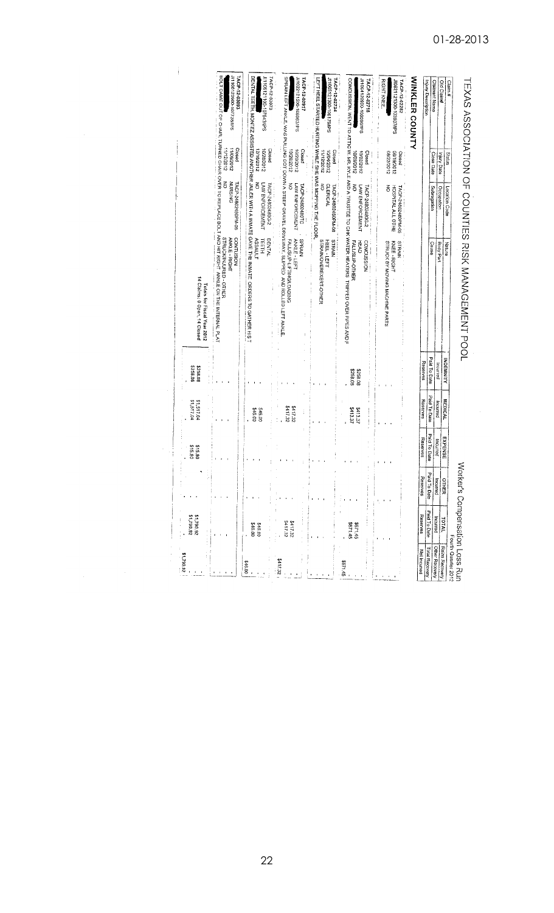01-28-2013

# TEXAS ASSOCIATION OF COUNTIES RISK MANAGEMENT POOL

Worker's Compensation Loss Run

Fourth Quarter 2012

| Claim # / Ord Claim / Claimant Name / Injury Description | Status / Injury Date / Closed Date | Location Code / Occupation / Subrogation | Nature / Body Part / Cause | INDEMNITY Incurred / Paid To Date / Reserves | MEDICAL Incurred / Paid To Date / Reserves | EXPENSE Incurred / Paid To Date / Reserves | OTHER Incurred / Paid To Date / Reserves | TOTAL Incurred / Paid To Date / Reserves | Recov Reserve / Other Recovery / Total Recovery / Net Incurred |
|---|---|---|---|---|---|---|---|---|---|
| **WINKLER COUNTY** | | | | | | | | | |
| **TACP-12-02282** / JI0821121300-103937WPS | Closed / 08/16/2012 / 08/22/2012 | TACP-248024609PM-06 / HOSPITAL ALL OTHE / NO | STRAIN / KNEE - RIGHT / STRUCK BY MOVING MACHINE PARTS | | | | | | |
| RIGHT KNEE. | | | | | | | | | |
| **TACP-12-02718** / JH1004120900-10089WPS | Closed / 10/02/2012 / 10/09/2012 | TACP-24802480G-2 / LAW ENFORCEMENT / NO | CONCUSSION / HEAD / FALL/SLIP-OTHER | $258.08 / $258.08 | $413.37 / $413.37 | | | $671.45 / $671.45 | $671.45 |
| CONCUSSION, WENT TO ATTIC W/ MR. KYLE AND A TRUSTEE TO CHK WATER HEATERS. TRIPPED OVER PIPES AND F | | | | | | | | | |
| **TACP-12-02724** / JI1005121300-106179WPS | Closed / 10/04/2012 / 10/11/2012 | TACP-24802450PM-08 / CLERICAL / NO | STRAIN / HEEL - LEFT / STRAIN/OVEREXERT-OTHER | | | | | | |
| LEFT HEEL STARTED HURTING WHILE SHE WAS MOPPING THE FLOOR. | | | | | | | | | |
| **TACP-12-02917** / JI1022121300-108083WPS | Closed / 10/20/2012 / 10/26/2012 | TACP-24802480TC / LAW ENFORCEMENT / NO | SPRAIN / ANKLE - LEFT / FALL/SLIP-LIFTING/LOADING | | $417.32 / $417.32 | | | $417.32 / $417.32 | $417.32 |
| SPRAIN LEFT ANKLE, WAS PULLING COT DOWN A STEEP GRAVEL DRIVEWAY, SLIPPED AND ROLLED LEFT ANKLE. | | | | | | | | | |
| **TACP-12-03023** / JI1105121300-107543WPS | Closed / 10/26/2012 / 12/18/2012 | TACP-24802480G-2 / LAW ENFORCEMENT / NO | DENTAL / TEETH / ASSAULT | | $46.00 / $46.00 | | | $46.00 / $46.00 | $46.00 |
| DENTAL TEETH, MONTEZ ASSISTED ANOTHER JAILER WITH A INMATE GAVE THE INMATE ORDERS TO GATHER HIS T | | | | | | | | | |
| **TACP-12-03093** / JI1106120900-107350WPS | Closed / 11/06/2012 / 11/12/2012 | TACP-24802460PM-06 / NURSING / NO | CONTUSION / ANKLE - RIGHT / STRUCK/INJURED - OTHER | | | | | | |
| BOLT CAME OUT OF CHAIR, TURNED CHAIR OVER TO REPLACE BOLT AND HIT RIGHT ANKLE ON THE INTERNAL PLAT | | | | | | | | | |
| Totals for Fiscal Year 2012 / 14 Claims: 0 Open, 14 Closed | | | | $258.08 / $258.08 | $1,517.04 / $1,517.04 | $15.80 / $15.80 | | $1,790.92 / $1,790.92 | $1,790.92 |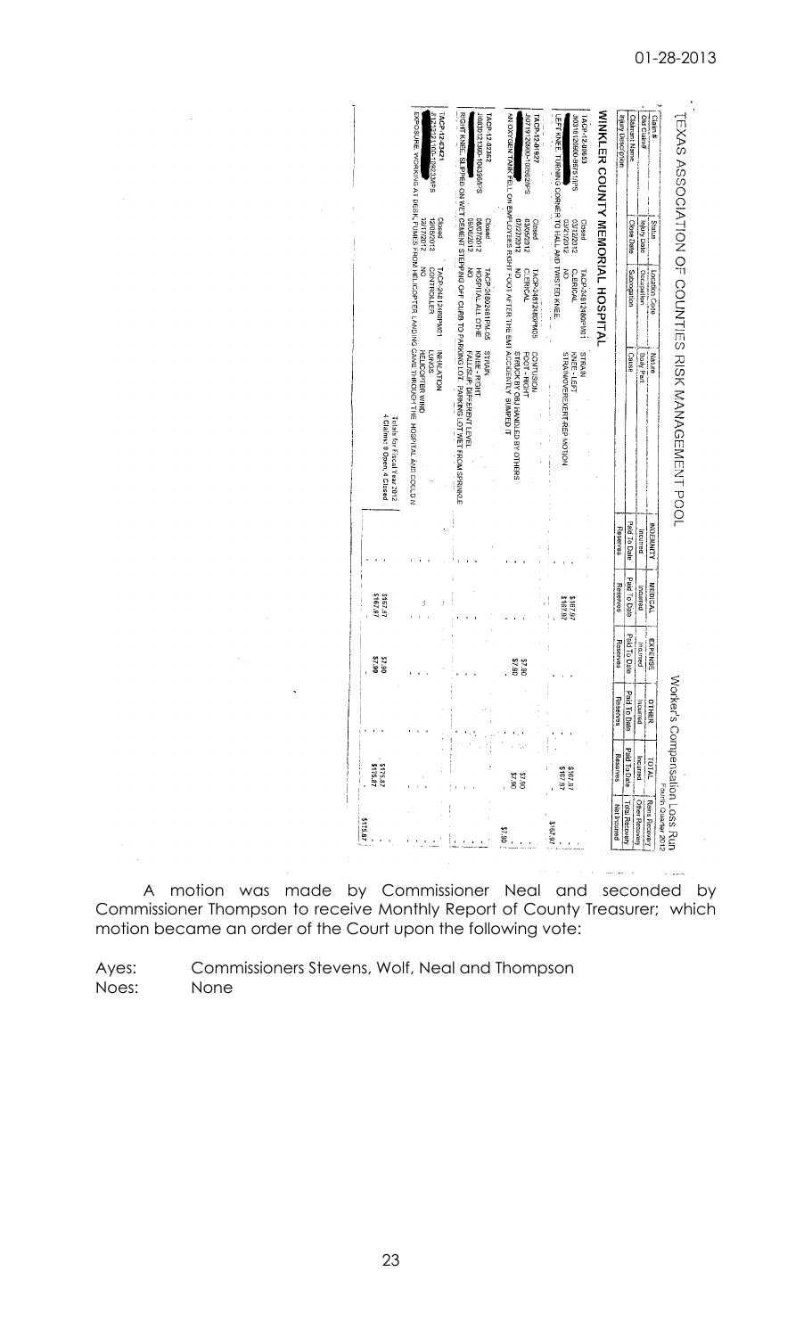01-28-2013

# TEXAS ASSOCIATION OF COUNTIES RISK MANAGEMENT POOL

Worker's Compensation Loss Run

Fourth Quarter 2012

| Claim # / Old Claim# / Claimant Name / Injury Description | Status / Injury Date / Close Date | Location Code / Occupation / Subrogation | Nature / Body Part / Cause | INDEMNITY Incurred / Paid To Date / Reserves | MEDICAL Incurred / Paid To Date / Reserves | EXPENSE Incurred / Paid To Date / Reserves | OTHER Incurred / Paid To Date / Reserves | TOTAL Incurred / Paid To Date / Reserves | Reins Recovery / Other Recovery / Total Recovery / Net Incurred |
|---|---|---|---|---|---|---|---|---|---|
| **WINKLER COUNTY MEMORIAL HOSPITAL** | | | | | | | | | |
| TACP-12-00451 / J0018132600-08751IPS / LEFT KNEE, TURNING CORNER TO HALL AND TWISTED KNEE. | Closed / 03/12/2012 / 03/21/2012 | TACP-248124801PM01 / CLERICAL / NO | STRAIN / KNEE - LEFT / STRAIN/OVEREXERT-REP MOTION | | $167.97 / $167.97 | | | $167.97 / $167.97 | $167.97 |
| TACP-12-01627 / J0079126800-102602IPS / AN OXYGEN TANK FELL ON EMPLOYEES RIGHT FOOT AFTER THE EMT ACCIDENTLY BUMPED IT | Closed / 03/06/2012 / 07/27/2012 | TACP-248124801PM05 / CLERICAL / NO | CONTUSION / FOOT - RIGHT / STRUCK BY OBJ HANDLED BY OTHERS | | | $7.90 / $7.90 | | $7.90 / $7.90 | $7.90 |
| TACP-12-02352 / J0830121300-104366IPS / RIGHT KNEE, SLIPPED ON WET CEMENT STEPPING OFF CURB TO PARKING LOT. PARKING LOT WET FROM SPRINKLE | Closed / 08/07/2012 / 08/06/2012 | TACP-248024811PM05 / HOSPITAL ALL OTHE / NO | STRAIN / KNEE - RIGHT / FALL/SLIP-DIFFERENT LEVEL | | | | | | |
| TACP-12-03421 / J1213211100-108233IPS / EXPOSURE: WORKING AT DESK, FUMES FROM HELICOPTER LANDING CAME THROUGH THE HOSPITAL AND COULD N | Closed / 12/05/2012 / 12/17/2012 | TACP-248124801PM01 / CONTROLLER / NO | INHALATION / LUNGS / HELICOPTER WIND | | | | | | |
| Totals for Fiscal Year 2012 / 4 Claims: 0 Open, 4 Closed | | | | | $167.97 / $167.97 | $7.90 / $7.90 | | $175.87 / $175.87 | $175.87 |

A motion was made by Commissioner Neal and seconded by Commissioner Thompson to receive Monthly Report of County Treasurer; which motion became an order of the Court upon the following vote:

Ayes: Commissioners Stevens, Wolf, Neal and Thompson
Noes: None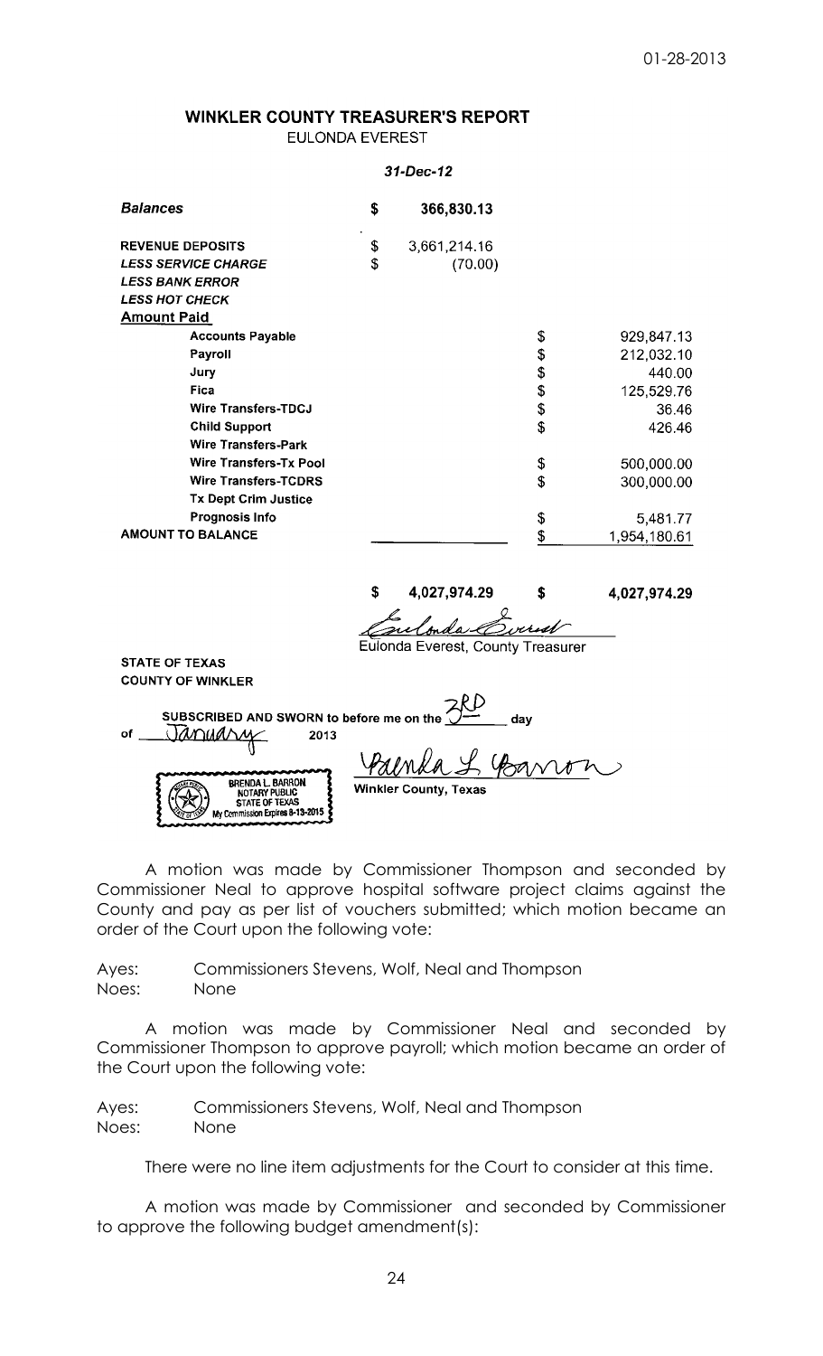01-28-2013

## WINKLER COUNTY TREASURER'S REPORT

EULONDA EVEREST

*31-Dec-12*

| | | | | |
|---|---|---|---|---|
| ***Balances*** | $ | 366,830.13 | | |
| **REVENUE DEPOSITS** | $ | 3,661,214.16 | | |
| ***LESS SERVICE CHARGE*** | $ | (70.00) | | |
| ***LESS BANK ERROR*** | | | | |
| ***LESS HOT CHECK*** | | | | |
| **Amount Paid** | | | | |
| **Accounts Payable** | | | $ | 929,847.13 |
| **Payroll** | | | $ | 212,032.10 |
| **Jury** | | | $ | 440.00 |
| **Fica** | | | $ | 125,529.76 |
| **Wire Transfers-TDCJ** | | | $ | 36.46 |
| **Child Support** | | | $ | 426.46 |
| **Wire Transfers-Park** | | | | |
| **Wire Transfers-Tx Pool** | | | $ | 500,000.00 |
| **Wire Transfers-TCDRS** | | | $ | 300,000.00 |
| **Tx Dept Crim Justice** | | | | |
| **Prognosis Info** | | | $ | 5,481.77 |
| **AMOUNT TO BALANCE** | | | $ | 1,954,180.61 |
| | **$** | **4,027,974.29** | **$** | **4,027,974.29** |

Eulonda Everest, County Treasurer

**STATE OF TEXAS**
**COUNTY OF WINKLER**

**SUBSCRIBED AND SWORN to before me on the** 3RD **day of** January **2013**

BRENDA L. BARRON
NOTARY PUBLIC
STATE OF TEXAS
My Commission Expires 8-13-2015

Brenda L Barron
**Winkler County, Texas**

A motion was made by Commissioner Thompson and seconded by Commissioner Neal to approve hospital software project claims against the County and pay as per list of vouchers submitted; which motion became an order of the Court upon the following vote:

Ayes: Commissioners Stevens, Wolf, Neal and Thompson
Noes: None

A motion was made by Commissioner Neal and seconded by Commissioner Thompson to approve payroll; which motion became an order of the Court upon the following vote:

Ayes: Commissioners Stevens, Wolf, Neal and Thompson
Noes: None

There were no line item adjustments for the Court to consider at this time.

A motion was made by Commissioner and seconded by Commissioner to approve the following budget amendment(s):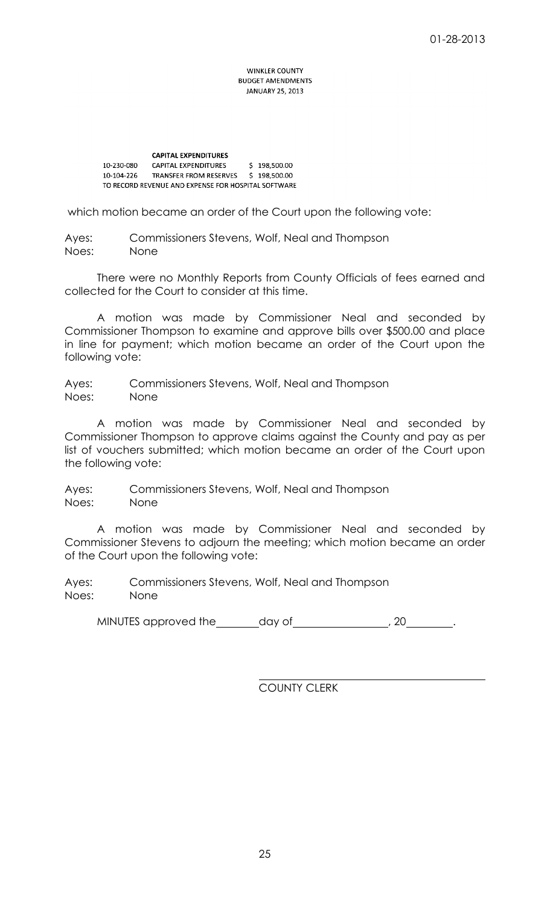01-28-2013

WINKLER COUNTY
BUDGET AMENDMENTS
JANUARY 25, 2013

**CAPITAL EXPENDITURES**

| | | |
|---|---|---|
| 10-230-080 | CAPITAL EXPENDITURES | $ 198,500.00 |
| 10-104-226 | TRANSFER FROM RESERVES | $ 198,500.00 |

TO RECORD REVENUE AND EXPENSE FOR HOSPITAL SOFTWARE

which motion became an order of the Court upon the following vote:

Ayes: Commissioners Stevens, Wolf, Neal and Thompson
Noes: None

There were no Monthly Reports from County Officials of fees earned and collected for the Court to consider at this time.

A motion was made by Commissioner Neal and seconded by Commissioner Thompson to examine and approve bills over $500.00 and place in line for payment; which motion became an order of the Court upon the following vote:

Ayes: Commissioners Stevens, Wolf, Neal and Thompson
Noes: None

A motion was made by Commissioner Neal and seconded by Commissioner Thompson to approve claims against the County and pay as per list of vouchers submitted; which motion became an order of the Court upon the following vote:

Ayes: Commissioners Stevens, Wolf, Neal and Thompson
Noes: None

A motion was made by Commissioner Neal and seconded by Commissioner Stevens to adjourn the meeting; which motion became an order of the Court upon the following vote:

Ayes: Commissioners Stevens, Wolf, Neal and Thompson
Noes: None

MINUTES approved the\_\_\_\_\_\_\_day of\_\_\_\_\_\_\_\_\_\_\_\_\_\_\_\_, 20\_\_\_\_\_\_\_\_.

\_\_\_\_\_\_\_\_\_\_\_\_\_\_\_\_\_\_\_\_\_\_\_\_\_\_\_\_\_\_\_\_\_\_\_\_\_\_\_\_
COUNTY CLERK